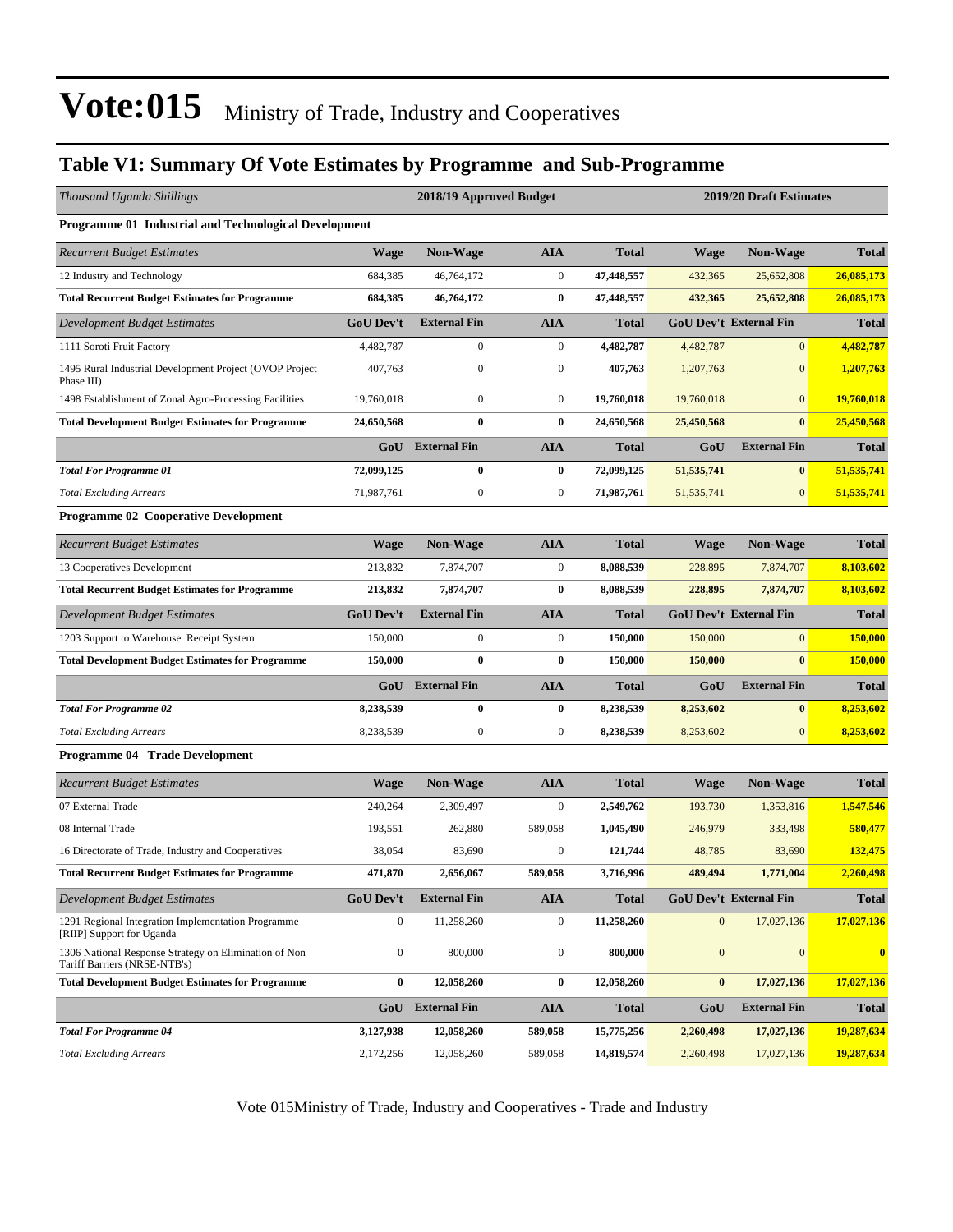# Vote:015 Ministry of Trade, Industry and Cooperatives

## Table V1: Summary Of Vote Estimates by Programme and Sub-Programme

| *Thousand Uganda Shillings* | 2018/19 Approved Budget | | | | 2019/20 Draft Estimates | | |
|---|---|---|---|---|---|---|---|
| **Programme 01 Industrial and Technological Development** | | | | | | | |
| *Recurrent Budget Estimates* | **Wage** | **Non-Wage** | **AIA** | **Total** | **Wage** | **Non-Wage** | **Total** |
| 12 Industry and Technology | 684,385 | 46,764,172 | 0 | **47,448,557** | 432,365 | 25,652,808 | **26,085,173** |
| **Total Recurrent Budget Estimates for Programme** | **684,385** | **46,764,172** | **0** | **47,448,557** | **432,365** | **25,652,808** | **26,085,173** |
| *Development Budget Estimates* | **GoU Dev't** | **External Fin** | **AIA** | **Total** | **GoU Dev't** | **External Fin** | **Total** |
| 1111 Soroti Fruit Factory | 4,482,787 | 0 | 0 | **4,482,787** | 4,482,787 | 0 | **4,482,787** |
| 1495 Rural Industrial Development Project (OVOP Project Phase III) | 407,763 | 0 | 0 | **407,763** | 1,207,763 | 0 | **1,207,763** |
| 1498 Establishment of Zonal Agro-Processing Facilities | 19,760,018 | 0 | 0 | **19,760,018** | 19,760,018 | 0 | **19,760,018** |
| **Total Development Budget Estimates for Programme** | **24,650,568** | **0** | **0** | **24,650,568** | **25,450,568** | **0** | **25,450,568** |
| | **GoU** | **External Fin** | **AIA** | **Total** | **GoU** | **External Fin** | **Total** |
| ***Total For Programme 01*** | **72,099,125** | **0** | **0** | **72,099,125** | **51,535,741** | **0** | **51,535,741** |
| *Total Excluding Arrears* | 71,987,761 | 0 | 0 | 71,987,761 | 51,535,741 | 0 | **51,535,741** |
| **Programme 02 Cooperative Development** | | | | | | | |
| *Recurrent Budget Estimates* | **Wage** | **Non-Wage** | **AIA** | **Total** | **Wage** | **Non-Wage** | **Total** |
| 13 Cooperatives Development | 213,832 | 7,874,707 | 0 | **8,088,539** | 228,895 | 7,874,707 | **8,103,602** |
| **Total Recurrent Budget Estimates for Programme** | **213,832** | **7,874,707** | **0** | **8,088,539** | **228,895** | **7,874,707** | **8,103,602** |
| *Development Budget Estimates* | **GoU Dev't** | **External Fin** | **AIA** | **Total** | **GoU Dev't** | **External Fin** | **Total** |
| 1203 Support to Warehouse Receipt System | 150,000 | 0 | 0 | **150,000** | 150,000 | 0 | **150,000** |
| **Total Development Budget Estimates for Programme** | **150,000** | **0** | **0** | **150,000** | **150,000** | **0** | **150,000** |
| | **GoU** | **External Fin** | **AIA** | **Total** | **GoU** | **External Fin** | **Total** |
| ***Total For Programme 02*** | **8,238,539** | **0** | **0** | **8,238,539** | **8,253,602** | **0** | **8,253,602** |
| *Total Excluding Arrears* | 8,238,539 | 0 | 0 | 8,238,539 | 8,253,602 | 0 | **8,253,602** |
| **Programme 04 Trade Development** | | | | | | | |
| *Recurrent Budget Estimates* | **Wage** | **Non-Wage** | **AIA** | **Total** | **Wage** | **Non-Wage** | **Total** |
| 07 External Trade | 240,264 | 2,309,497 | 0 | **2,549,762** | 193,730 | 1,353,816 | **1,547,546** |
| 08 Internal Trade | 193,551 | 262,880 | 589,058 | **1,045,490** | 246,979 | 333,498 | **580,477** |
| 16 Directorate of Trade, Industry and Cooperatives | 38,054 | 83,690 | 0 | **121,744** | 48,785 | 83,690 | **132,475** |
| **Total Recurrent Budget Estimates for Programme** | **471,870** | **2,656,067** | **589,058** | **3,716,996** | **489,494** | **1,771,004** | **2,260,498** |
| *Development Budget Estimates* | **GoU Dev't** | **External Fin** | **AIA** | **Total** | **GoU Dev't** | **External Fin** | **Total** |
| 1291 Regional Integration Implementation Programme [RIIP] Support for Uganda | 0 | 11,258,260 | 0 | **11,258,260** | 0 | 17,027,136 | **17,027,136** |
| 1306 National Response Strategy on Elimination of Non Tariff Barriers (NRSE-NTB's) | 0 | 800,000 | 0 | **800,000** | 0 | 0 | **0** |
| **Total Development Budget Estimates for Programme** | **0** | **12,058,260** | **0** | **12,058,260** | **0** | **17,027,136** | **17,027,136** |
| | **GoU** | **External Fin** | **AIA** | **Total** | **GoU** | **External Fin** | **Total** |
| ***Total For Programme 04*** | **3,127,938** | **12,058,260** | **589,058** | **15,775,256** | **2,260,498** | **17,027,136** | **19,287,634** |
| *Total Excluding Arrears* | 2,172,256 | 12,058,260 | 589,058 | **14,819,574** | 2,260,498 | 17,027,136 | **19,287,634** |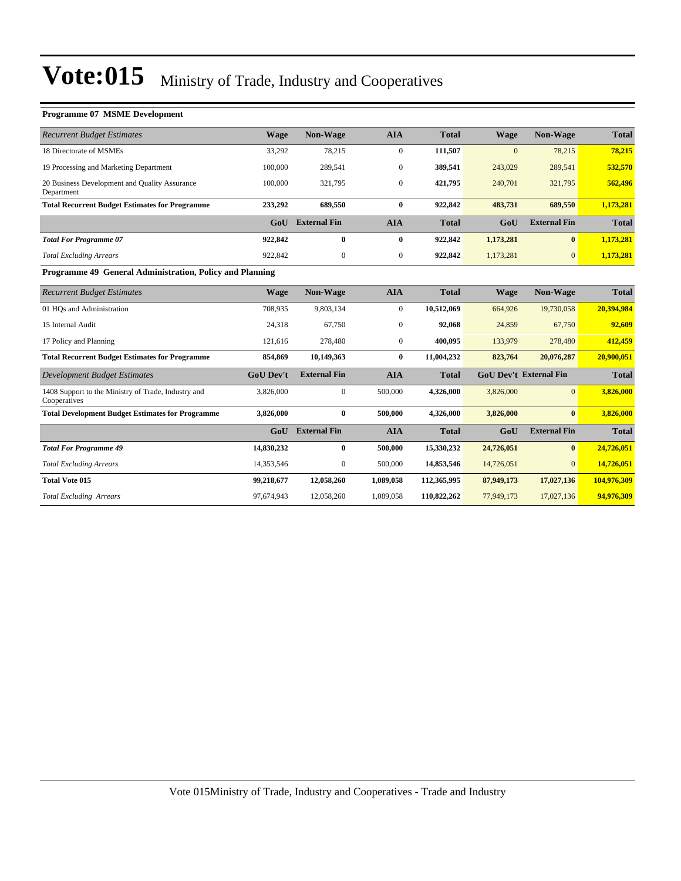# Vote:015 Ministry of Trade, Industry and Cooperatives

**Programme 07 MSME Development**

| *Recurrent Budget Estimates* | Wage | Non-Wage | AIA | Total | Wage | Non-Wage | Total |
|---|---|---|---|---|---|---|---|
| 18 Directorate of MSMEs | 33,292 | 78,215 | 0 | **111,507** | 0 | 78,215 | **78,215** |
| 19 Processing and Marketing Department | 100,000 | 289,541 | 0 | **389,541** | 243,029 | 289,541 | **532,570** |
| 20 Business Development and Quality Assurance Department | 100,000 | 321,795 | 0 | **421,795** | 240,701 | 321,795 | **562,496** |
| **Total Recurrent Budget Estimates for Programme** | **233,292** | **689,550** | **0** | **922,842** | **483,731** | **689,550** | **1,173,281** |
| | **GoU** | **External Fin** | **AIA** | **Total** | **GoU** | **External Fin** | **Total** |
| ***Total For Programme 07*** | **922,842** | **0** | **0** | **922,842** | **1,173,281** | **0** | **1,173,281** |
| *Total Excluding Arrears* | 922,842 | 0 | 0 | **922,842** | 1,173,281 | 0 | **1,173,281** |

**Programme 49 General Administration, Policy and Planning**

| *Recurrent Budget Estimates* | Wage | Non-Wage | AIA | Total | Wage | Non-Wage | Total |
|---|---|---|---|---|---|---|---|
| 01 HQs and Administration | 708,935 | 9,803,134 | 0 | **10,512,069** | 664,926 | 19,730,058 | **20,394,984** |
| 15 Internal Audit | 24,318 | 67,750 | 0 | **92,068** | 24,859 | 67,750 | **92,609** |
| 17 Policy and Planning | 121,616 | 278,480 | 0 | **400,095** | 133,979 | 278,480 | **412,459** |
| **Total Recurrent Budget Estimates for Programme** | **854,869** | **10,149,363** | **0** | **11,004,232** | **823,764** | **20,076,287** | **20,900,051** |
| *Development Budget Estimates* | **GoU Dev't** | **External Fin** | **AIA** | **Total** | **GoU Dev't** | **External Fin** | **Total** |
| 1408 Support to the Ministry of Trade, Industry and Cooperatives | 3,826,000 | 0 | 500,000 | **4,326,000** | 3,826,000 | 0 | **3,826,000** |
| **Total Development Budget Estimates for Programme** | **3,826,000** | **0** | **500,000** | **4,326,000** | **3,826,000** | **0** | **3,826,000** |
| | **GoU** | **External Fin** | **AIA** | **Total** | **GoU** | **External Fin** | **Total** |
| ***Total For Programme 49*** | **14,830,232** | **0** | **500,000** | **15,330,232** | **24,726,051** | **0** | **24,726,051** |
| *Total Excluding Arrears* | 14,353,546 | 0 | 500,000 | **14,853,546** | 14,726,051 | 0 | **14,726,051** |
| **Total Vote 015** | **99,218,677** | **12,058,260** | **1,089,058** | **112,365,995** | **87,949,173** | **17,027,136** | **104,976,309** |
| *Total Excluding Arrears* | 97,674,943 | 12,058,260 | 1,089,058 | **110,822,262** | 77,949,173 | 17,027,136 | **94,976,309** |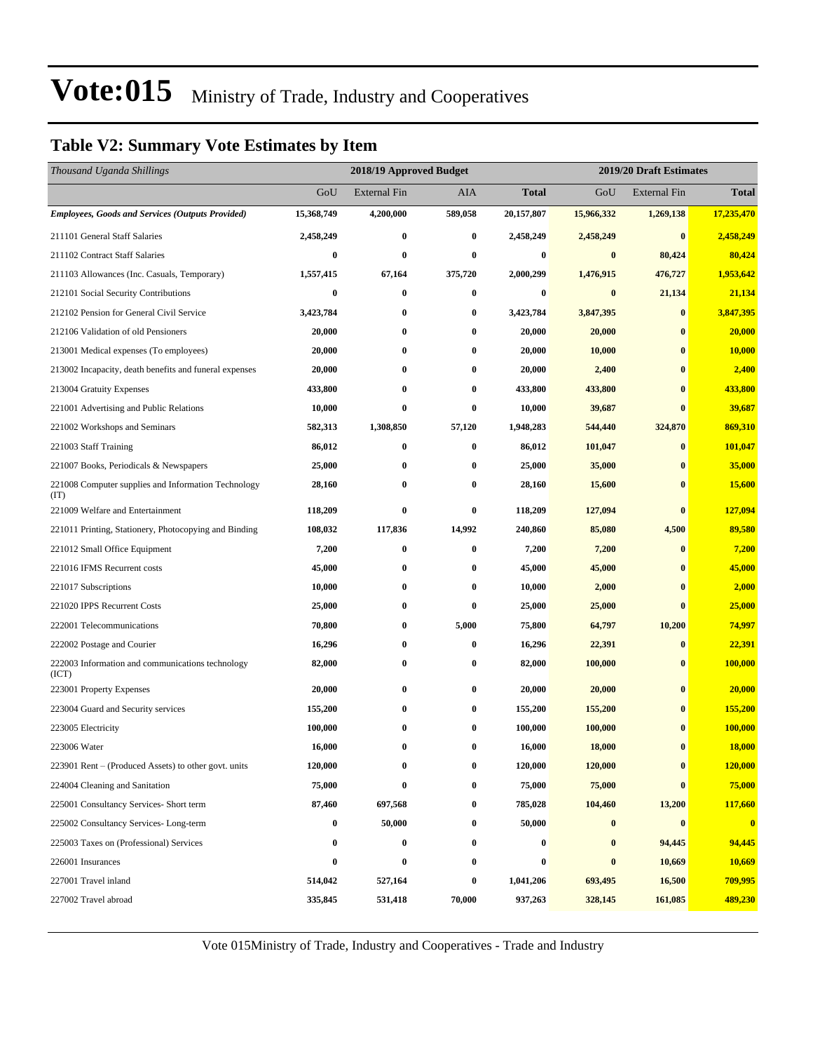# Vote:015 Ministry of Trade, Industry and Cooperatives

## Table V2: Summary Vote Estimates by Item

| *Thousand Uganda Shillings* | 2018/19 Approved Budget | | | | 2019/20 Draft Estimates | | |
|---|---|---|---|---|---|---|---|
| | GoU | External Fin | AIA | **Total** | GoU | External Fin | **Total** |
| ***Employees, Goods and Services (Outputs Provided)*** | **15,368,749** | **4,200,000** | **589,058** | **20,157,807** | **15,966,332** | **1,269,138** | **17,235,470** |
| 211101 General Staff Salaries | **2,458,249** | **0** | **0** | **2,458,249** | **2,458,249** | **0** | **2,458,249** |
| 211102 Contract Staff Salaries | **0** | **0** | **0** | **0** | **0** | **80,424** | **80,424** |
| 211103 Allowances (Inc. Casuals, Temporary) | **1,557,415** | **67,164** | **375,720** | **2,000,299** | **1,476,915** | **476,727** | **1,953,642** |
| 212101 Social Security Contributions | **0** | **0** | **0** | **0** | **0** | **21,134** | **21,134** |
| 212102 Pension for General Civil Service | **3,423,784** | **0** | **0** | **3,423,784** | **3,847,395** | **0** | **3,847,395** |
| 212106 Validation of old Pensioners | **20,000** | **0** | **0** | **20,000** | **20,000** | **0** | **20,000** |
| 213001 Medical expenses (To employees) | **20,000** | **0** | **0** | **20,000** | **10,000** | **0** | **10,000** |
| 213002 Incapacity, death benefits and funeral expenses | **20,000** | **0** | **0** | **20,000** | **2,400** | **0** | **2,400** |
| 213004 Gratuity Expenses | **433,800** | **0** | **0** | **433,800** | **433,800** | **0** | **433,800** |
| 221001 Advertising and Public Relations | **10,000** | **0** | **0** | **10,000** | **39,687** | **0** | **39,687** |
| 221002 Workshops and Seminars | **582,313** | **1,308,850** | **57,120** | **1,948,283** | **544,440** | **324,870** | **869,310** |
| 221003 Staff Training | **86,012** | **0** | **0** | **86,012** | **101,047** | **0** | **101,047** |
| 221007 Books, Periodicals & Newspapers | **25,000** | **0** | **0** | **25,000** | **35,000** | **0** | **35,000** |
| 221008 Computer supplies and Information Technology (IT) | **28,160** | **0** | **0** | **28,160** | **15,600** | **0** | **15,600** |
| 221009 Welfare and Entertainment | **118,209** | **0** | **0** | **118,209** | **127,094** | **0** | **127,094** |
| 221011 Printing, Stationery, Photocopying and Binding | **108,032** | **117,836** | **14,992** | **240,860** | **85,080** | **4,500** | **89,580** |
| 221012 Small Office Equipment | **7,200** | **0** | **0** | **7,200** | **7,200** | **0** | **7,200** |
| 221016 IFMS Recurrent costs | **45,000** | **0** | **0** | **45,000** | **45,000** | **0** | **45,000** |
| 221017 Subscriptions | **10,000** | **0** | **0** | **10,000** | **2,000** | **0** | **2,000** |
| 221020 IPPS Recurrent Costs | **25,000** | **0** | **0** | **25,000** | **25,000** | **0** | **25,000** |
| 222001 Telecommunications | **70,800** | **0** | **5,000** | **75,800** | **64,797** | **10,200** | **74,997** |
| 222002 Postage and Courier | **16,296** | **0** | **0** | **16,296** | **22,391** | **0** | **22,391** |
| 222003 Information and communications technology (ICT) | **82,000** | **0** | **0** | **82,000** | **100,000** | **0** | **100,000** |
| 223001 Property Expenses | **20,000** | **0** | **0** | **20,000** | **20,000** | **0** | **20,000** |
| 223004 Guard and Security services | **155,200** | **0** | **0** | **155,200** | **155,200** | **0** | **155,200** |
| 223005 Electricity | **100,000** | **0** | **0** | **100,000** | **100,000** | **0** | **100,000** |
| 223006 Water | **16,000** | **0** | **0** | **16,000** | **18,000** | **0** | **18,000** |
| 223901 Rent – (Produced Assets) to other govt. units | **120,000** | **0** | **0** | **120,000** | **120,000** | **0** | **120,000** |
| 224004 Cleaning and Sanitation | **75,000** | **0** | **0** | **75,000** | **75,000** | **0** | **75,000** |
| 225001 Consultancy Services- Short term | **87,460** | **697,568** | **0** | **785,028** | **104,460** | **13,200** | **117,660** |
| 225002 Consultancy Services- Long-term | **0** | **50,000** | **0** | **50,000** | **0** | **0** | **0** |
| 225003 Taxes on (Professional) Services | **0** | **0** | **0** | **0** | **0** | **94,445** | **94,445** |
| 226001 Insurances | **0** | **0** | **0** | **0** | **0** | **10,669** | **10,669** |
| 227001 Travel inland | **514,042** | **527,164** | **0** | **1,041,206** | **693,495** | **16,500** | **709,995** |
| 227002 Travel abroad | **335,845** | **531,418** | **70,000** | **937,263** | **328,145** | **161,085** | **489,230** |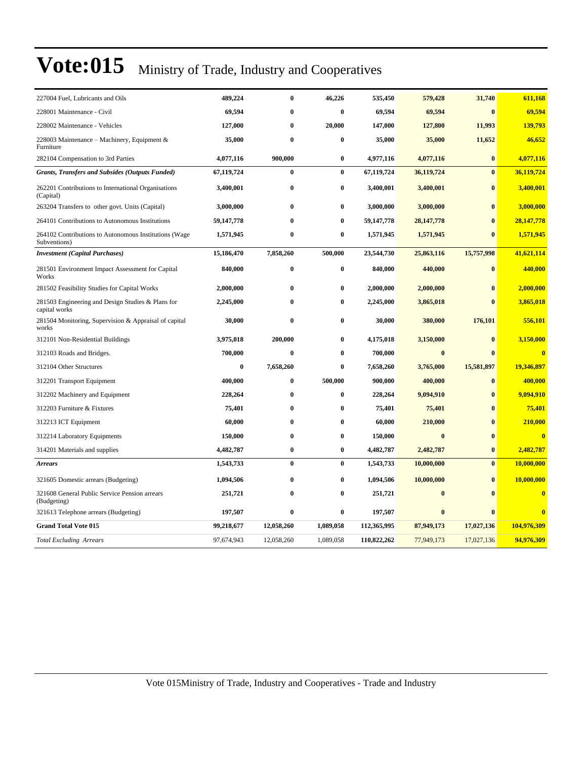# Vote:015 Ministry of Trade, Industry and Cooperatives

| | | | | | | | |
|---|---|---|---|---|---|---|---|
| 227004 Fuel, Lubricants and Oils | **489,224** | **0** | **46,226** | **535,450** | **579,428** | **31,740** | **611,168** |
| 228001 Maintenance - Civil | **69,594** | **0** | **0** | **69,594** | **69,594** | **0** | **69,594** |
| 228002 Maintenance - Vehicles | **127,000** | **0** | **20,000** | **147,000** | **127,800** | **11,993** | **139,793** |
| 228003 Maintenance – Machinery, Equipment & Furniture | **35,000** | **0** | **0** | **35,000** | **35,000** | **11,652** | **46,652** |
| 282104 Compensation to 3rd Parties | **4,077,116** | **900,000** | **0** | **4,977,116** | **4,077,116** | **0** | **4,077,116** |
| ***Grants, Transfers and Subsides (Outputs Funded)*** | **67,119,724** | **0** | **0** | **67,119,724** | **36,119,724** | **0** | **36,119,724** |
| 262201 Contributions to International Organisations (Capital) | **3,400,001** | **0** | **0** | **3,400,001** | **3,400,001** | **0** | **3,400,001** |
| 263204 Transfers to other govt. Units (Capital) | **3,000,000** | **0** | **0** | **3,000,000** | **3,000,000** | **0** | **3,000,000** |
| 264101 Contributions to Autonomous Institutions | **59,147,778** | **0** | **0** | **59,147,778** | **28,147,778** | **0** | **28,147,778** |
| 264102 Contributions to Autonomous Institutions (Wage Subventions) | **1,571,945** | **0** | **0** | **1,571,945** | **1,571,945** | **0** | **1,571,945** |
| ***Investment (Capital Purchases)*** | **15,186,470** | **7,858,260** | **500,000** | **23,544,730** | **25,863,116** | **15,757,998** | **41,621,114** |
| 281501 Environment Impact Assessment for Capital Works | **840,000** | **0** | **0** | **840,000** | **440,000** | **0** | **440,000** |
| 281502 Feasibility Studies for Capital Works | **2,000,000** | **0** | **0** | **2,000,000** | **2,000,000** | **0** | **2,000,000** |
| 281503 Engineering and Design Studies & Plans for capital works | **2,245,000** | **0** | **0** | **2,245,000** | **3,865,018** | **0** | **3,865,018** |
| 281504 Monitoring, Supervision & Appraisal of capital works | **30,000** | **0** | **0** | **30,000** | **380,000** | **176,101** | **556,101** |
| 312101 Non-Residential Buildings | **3,975,018** | **200,000** | **0** | **4,175,018** | **3,150,000** | **0** | **3,150,000** |
| 312103 Roads and Bridges. | **700,000** | **0** | **0** | **700,000** | **0** | **0** | **0** |
| 312104 Other Structures | **0** | **7,658,260** | **0** | **7,658,260** | **3,765,000** | **15,581,897** | **19,346,897** |
| 312201 Transport Equipment | **400,000** | **0** | **500,000** | **900,000** | **400,000** | **0** | **400,000** |
| 312202 Machinery and Equipment | **228,264** | **0** | **0** | **228,264** | **9,094,910** | **0** | **9,094,910** |
| 312203 Furniture & Fixtures | **75,401** | **0** | **0** | **75,401** | **75,401** | **0** | **75,401** |
| 312213 ICT Equipment | **60,000** | **0** | **0** | **60,000** | **210,000** | **0** | **210,000** |
| 312214 Laboratory Equipments | **150,000** | **0** | **0** | **150,000** | **0** | **0** | **0** |
| 314201 Materials and supplies | **4,482,787** | **0** | **0** | **4,482,787** | **2,482,787** | **0** | **2,482,787** |
| ***Arrears*** | **1,543,733** | **0** | **0** | **1,543,733** | **10,000,000** | **0** | **10,000,000** |
| 321605 Domestic arrears (Budgeting) | **1,094,506** | **0** | **0** | **1,094,506** | **10,000,000** | **0** | **10,000,000** |
| 321608 General Public Service Pension arrears (Budgeting) | **251,721** | **0** | **0** | **251,721** | **0** | **0** | **0** |
| 321613 Telephone arrears (Budgeting) | **197,507** | **0** | **0** | **197,507** | **0** | **0** | **0** |
| **Grand Total Vote 015** | **99,218,677** | **12,058,260** | **1,089,058** | **112,365,995** | **87,949,173** | **17,027,136** | **104,976,309** |
| *Total Excluding Arrears* | 97,674,943 | 12,058,260 | 1,089,058 | **110,822,262** | 77,949,173 | 17,027,136 | **94,976,309** |

Vote 015Ministry of Trade, Industry and Cooperatives - Trade and Industry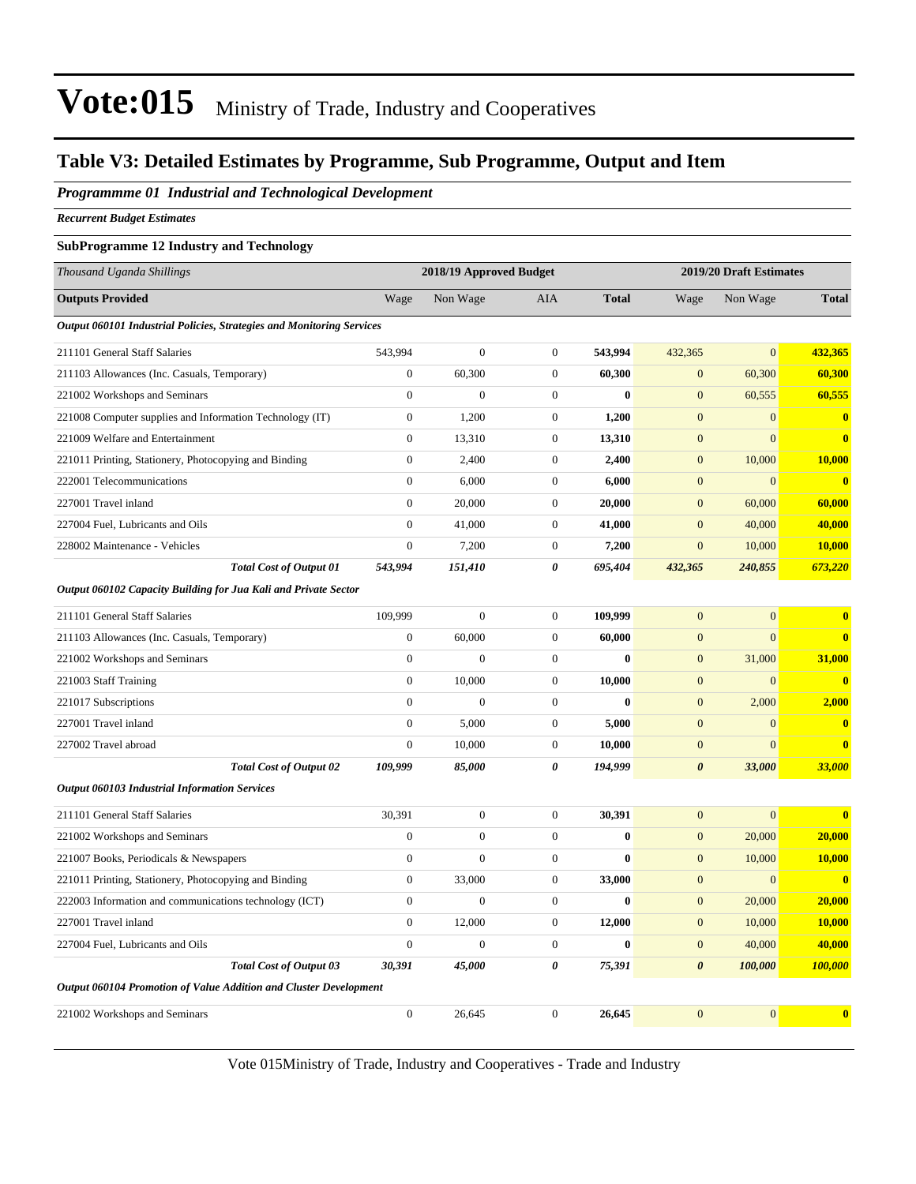# Vote:015 Ministry of Trade, Industry and Cooperatives

## Table V3: Detailed Estimates by Programme, Sub Programme, Output and Item

### *Programmme 01 Industrial and Technological Development*

***Recurrent Budget Estimates***

**SubProgramme 12 Industry and Technology**

| *Thousand Uganda Shillings* | 2018/19 Approved Budget | | | | 2019/20 Draft Estimates | | |
|---|---|---|---|---|---|---|---|
| **Outputs Provided** | Wage | Non Wage | AIA | **Total** | Wage | Non Wage | **Total** |
| ***Output 060101 Industrial Policies, Strategies and Monitoring Services*** | | | | | | | |
| 211101 General Staff Salaries | 543,994 | 0 | 0 | **543,994** | 432,365 | 0 | **432,365** |
| 211103 Allowances (Inc. Casuals, Temporary) | 0 | 60,300 | 0 | **60,300** | 0 | 60,300 | **60,300** |
| 221002 Workshops and Seminars | 0 | 0 | 0 | **0** | 0 | 60,555 | **60,555** |
| 221008 Computer supplies and Information Technology (IT) | 0 | 1,200 | 0 | **1,200** | 0 | 0 | **0** |
| 221009 Welfare and Entertainment | 0 | 13,310 | 0 | **13,310** | 0 | 0 | **0** |
| 221011 Printing, Stationery, Photocopying and Binding | 0 | 2,400 | 0 | **2,400** | 0 | 10,000 | **10,000** |
| 222001 Telecommunications | 0 | 6,000 | 0 | **6,000** | 0 | 0 | **0** |
| 227001 Travel inland | 0 | 20,000 | 0 | **20,000** | 0 | 60,000 | **60,000** |
| 227004 Fuel, Lubricants and Oils | 0 | 41,000 | 0 | **41,000** | 0 | 40,000 | **40,000** |
| 228002 Maintenance - Vehicles | 0 | 7,200 | 0 | **7,200** | 0 | 10,000 | **10,000** |
| ***Total Cost of Output 01*** | ***543,994*** | ***151,410*** | ***0*** | ***695,404*** | ***432,365*** | ***240,855*** | ***673,220*** |
| ***Output 060102 Capacity Building for Jua Kali and Private Sector*** | | | | | | | |
| 211101 General Staff Salaries | 109,999 | 0 | 0 | **109,999** | 0 | 0 | **0** |
| 211103 Allowances (Inc. Casuals, Temporary) | 0 | 60,000 | 0 | **60,000** | 0 | 0 | **0** |
| 221002 Workshops and Seminars | 0 | 0 | 0 | **0** | 0 | 31,000 | **31,000** |
| 221003 Staff Training | 0 | 10,000 | 0 | **10,000** | 0 | 0 | **0** |
| 221017 Subscriptions | 0 | 0 | 0 | **0** | 0 | 2,000 | **2,000** |
| 227001 Travel inland | 0 | 5,000 | 0 | **5,000** | 0 | 0 | **0** |
| 227002 Travel abroad | 0 | 10,000 | 0 | **10,000** | 0 | 0 | **0** |
| ***Total Cost of Output 02*** | ***109,999*** | ***85,000*** | ***0*** | ***194,999*** | ***0*** | ***33,000*** | ***33,000*** |
| ***Output 060103 Industrial Information Services*** | | | | | | | |
| 211101 General Staff Salaries | 30,391 | 0 | 0 | **30,391** | 0 | 0 | **0** |
| 221002 Workshops and Seminars | 0 | 0 | 0 | **0** | 0 | 20,000 | **20,000** |
| 221007 Books, Periodicals & Newspapers | 0 | 0 | 0 | **0** | 0 | 10,000 | **10,000** |
| 221011 Printing, Stationery, Photocopying and Binding | 0 | 33,000 | 0 | **33,000** | 0 | 0 | **0** |
| 222003 Information and communications technology (ICT) | 0 | 0 | 0 | **0** | 0 | 20,000 | **20,000** |
| 227001 Travel inland | 0 | 12,000 | 0 | **12,000** | 0 | 10,000 | **10,000** |
| 227004 Fuel, Lubricants and Oils | 0 | 0 | 0 | **0** | 0 | 40,000 | **40,000** |
| ***Total Cost of Output 03*** | ***30,391*** | ***45,000*** | ***0*** | ***75,391*** | ***0*** | ***100,000*** | ***100,000*** |
| ***Output 060104 Promotion of Value Addition and Cluster Development*** | | | | | | | |
| 221002 Workshops and Seminars | 0 | 26,645 | 0 | **26,645** | 0 | 0 | **0** |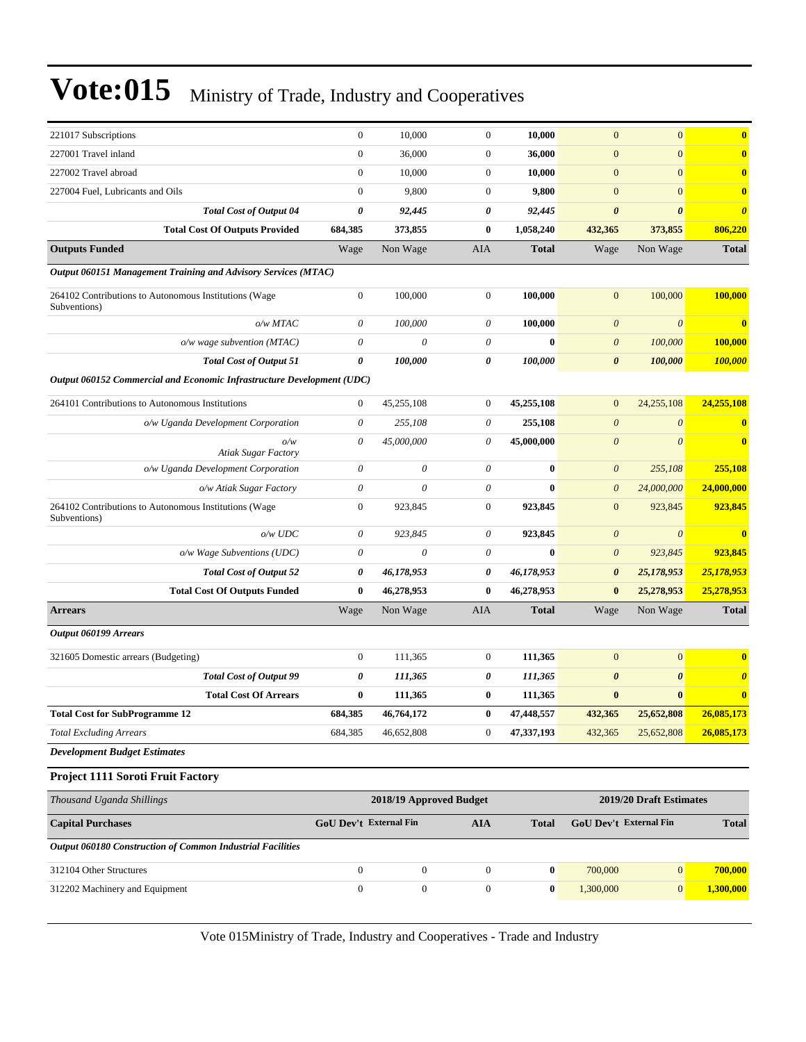# Vote:015 Ministry of Trade, Industry and Cooperatives

| | | | | | | | |
|---|---|---|---|---|---|---|---|
| 221017 Subscriptions | 0 | 10,000 | 0 | **10,000** | 0 | 0 | **0** |
| 227001 Travel inland | 0 | 36,000 | 0 | **36,000** | 0 | 0 | **0** |
| 227002 Travel abroad | 0 | 10,000 | 0 | **10,000** | 0 | 0 | **0** |
| 227004 Fuel, Lubricants and Oils | 0 | 9,800 | 0 | **9,800** | 0 | 0 | **0** |
| ***Total Cost of Output 04*** | ***0*** | ***92,445*** | ***0*** | ***92,445*** | ***0*** | ***0*** | ***0*** |
| **Total Cost Of Outputs Provided** | **684,385** | **373,855** | **0** | **1,058,240** | **432,365** | **373,855** | **806,220** |
| **Outputs Funded** | Wage | Non Wage | AIA | **Total** | Wage | Non Wage | **Total** |
| ***Output 060151 Management Training and Advisory Services (MTAC)*** | | | | | | | |
| 264102 Contributions to Autonomous Institutions (Wage Subventions) | 0 | 100,000 | 0 | **100,000** | 0 | 100,000 | **100,000** |
| *o/w MTAC* | *0* | *100,000* | *0* | **100,000** | *0* | *0* | **0** |
| *o/w wage subvention (MTAC)* | *0* | *0* | *0* | **0** | *0* | *100,000* | **100,000** |
| ***Total Cost of Output 51*** | ***0*** | ***100,000*** | ***0*** | ***100,000*** | ***0*** | ***100,000*** | ***100,000*** |
| ***Output 060152 Commercial and Economic Infrastructure Development (UDC)*** | | | | | | | |
| 264101 Contributions to Autonomous Institutions | 0 | 45,255,108 | 0 | **45,255,108** | 0 | 24,255,108 | **24,255,108** |
| *o/w Uganda Development Corporation* | *0* | *255,108* | *0* | **255,108** | *0* | *0* | **0** |
| *o/w Atiak Sugar Factory* | *0* | *45,000,000* | *0* | **45,000,000** | *0* | *0* | **0** |
| *o/w Uganda Development Corporation* | *0* | *0* | *0* | **0** | *0* | *255,108* | **255,108** |
| *o/w Atiak Sugar Factory* | *0* | *0* | *0* | **0** | *0* | *24,000,000* | **24,000,000** |
| 264102 Contributions to Autonomous Institutions (Wage Subventions) | 0 | 923,845 | 0 | **923,845** | 0 | 923,845 | **923,845** |
| *o/w UDC* | *0* | *923,845* | *0* | **923,845** | *0* | *0* | **0** |
| *o/w Wage Subventions (UDC)* | *0* | *0* | *0* | **0** | *0* | *923,845* | **923,845** |
| ***Total Cost of Output 52*** | ***0*** | ***46,178,953*** | ***0*** | ***46,178,953*** | ***0*** | ***25,178,953*** | ***25,178,953*** |
| **Total Cost Of Outputs Funded** | **0** | **46,278,953** | **0** | **46,278,953** | **0** | **25,278,953** | **25,278,953** |
| **Arrears** | Wage | Non Wage | AIA | **Total** | Wage | Non Wage | **Total** |
| ***Output 060199 Arrears*** | | | | | | | |
| 321605 Domestic arrears (Budgeting) | 0 | 111,365 | 0 | **111,365** | 0 | 0 | **0** |
| ***Total Cost of Output 99*** | ***0*** | ***111,365*** | ***0*** | ***111,365*** | ***0*** | ***0*** | ***0*** |
| **Total Cost Of Arrears** | **0** | **111,365** | **0** | **111,365** | **0** | **0** | **0** |
| **Total Cost for SubProgramme 12** | **684,385** | **46,764,172** | **0** | **47,448,557** | **432,365** | **25,652,808** | **26,085,173** |
| *Total Excluding Arrears* | 684,385 | 46,652,808 | 0 | **47,337,193** | 432,365 | 25,652,808 | **26,085,173** |

***Development Budget Estimates***

### Project 1111 Soroti Fruit Factory

| *Thousand Uganda Shillings* | **2018/19 Approved Budget** | | | | **2019/20 Draft Estimates** | | |
|---|---|---|---|---|---|---|---|
| **Capital Purchases** | **GoU Dev't** | **External Fin** | **AIA** | **Total** | **GoU Dev't** | **External Fin** | **Total** |
| ***Output 060180 Construction of Common Industrial Facilities*** | | | | | | | |
| 312104 Other Structures | 0 | 0 | 0 | **0** | 700,000 | 0 | **700,000** |
| 312202 Machinery and Equipment | 0 | 0 | 0 | **0** | 1,300,000 | 0 | **1,300,000** |

Vote 015Ministry of Trade, Industry and Cooperatives - Trade and Industry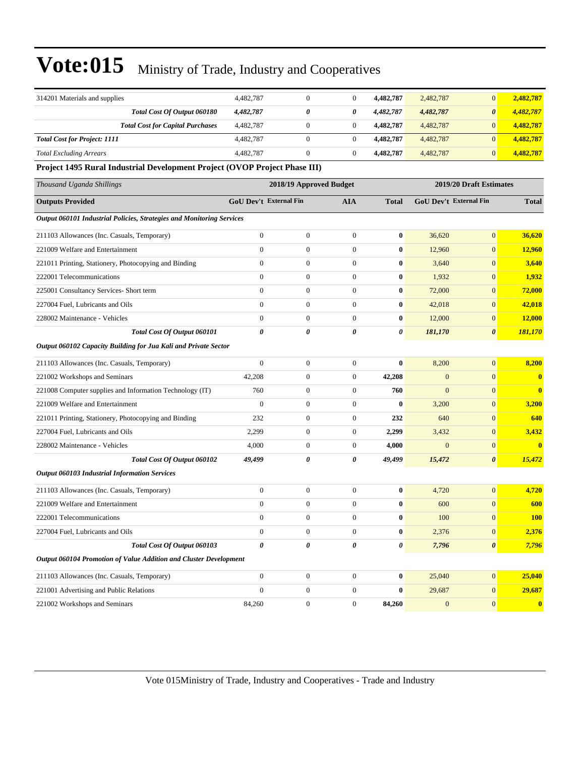# Vote:015 Ministry of Trade, Industry and Cooperatives

| | | | | | | | |
|---|---|---|---|---|---|---|---|
| 314201 Materials and supplies | 4,482,787 | 0 | 0 | **4,482,787** | 2,482,787 | 0 | **2,482,787** |
| ***Total Cost Of Output 060180*** | ***4,482,787*** | ***0*** | ***0*** | ***4,482,787*** | ***4,482,787*** | ***0*** | ***4,482,787*** |
| ***Total Cost for Capital Purchases*** | 4,482,787 | 0 | 0 | **4,482,787** | 4,482,787 | 0 | **4,482,787** |
| ***Total Cost for Project: 1111*** | 4,482,787 | 0 | 0 | **4,482,787** | 4,482,787 | 0 | **4,482,787** |
| *Total Excluding Arrears* | 4,482,787 | 0 | 0 | **4,482,787** | 4,482,787 | 0 | **4,482,787** |

**Project 1495 Rural Industrial Development Project (OVOP Project Phase III)**

| *Thousand Uganda Shillings* | 2018/19 Approved Budget | | | | 2019/20 Draft Estimates | | |
|---|---|---|---|---|---|---|---|
| **Outputs Provided** | **GoU Dev't** | **External Fin** | **AIA** | **Total** | **GoU Dev't** | **External Fin** | **Total** |
| ***Output 060101 Industrial Policies, Strategies and Monitoring Services*** | | | | | | | |
| 211103 Allowances (Inc. Casuals, Temporary) | 0 | 0 | 0 | **0** | 36,620 | 0 | **36,620** |
| 221009 Welfare and Entertainment | 0 | 0 | 0 | **0** | 12,960 | 0 | **12,960** |
| 221011 Printing, Stationery, Photocopying and Binding | 0 | 0 | 0 | **0** | 3,640 | 0 | **3,640** |
| 222001 Telecommunications | 0 | 0 | 0 | **0** | 1,932 | 0 | **1,932** |
| 225001 Consultancy Services- Short term | 0 | 0 | 0 | **0** | 72,000 | 0 | **72,000** |
| 227004 Fuel, Lubricants and Oils | 0 | 0 | 0 | **0** | 42,018 | 0 | **42,018** |
| 228002 Maintenance - Vehicles | 0 | 0 | 0 | **0** | 12,000 | 0 | **12,000** |
| ***Total Cost Of Output 060101*** | ***0*** | ***0*** | ***0*** | ***0*** | ***181,170*** | ***0*** | ***181,170*** |
| ***Output 060102 Capacity Building for Jua Kali and Private Sector*** | | | | | | | |
| 211103 Allowances (Inc. Casuals, Temporary) | 0 | 0 | 0 | **0** | 8,200 | 0 | **8,200** |
| 221002 Workshops and Seminars | 42,208 | 0 | 0 | **42,208** | 0 | 0 | **0** |
| 221008 Computer supplies and Information Technology (IT) | 760 | 0 | 0 | **760** | 0 | 0 | **0** |
| 221009 Welfare and Entertainment | 0 | 0 | 0 | **0** | 3,200 | 0 | **3,200** |
| 221011 Printing, Stationery, Photocopying and Binding | 232 | 0 | 0 | **232** | 640 | 0 | **640** |
| 227004 Fuel, Lubricants and Oils | 2,299 | 0 | 0 | **2,299** | 3,432 | 0 | **3,432** |
| 228002 Maintenance - Vehicles | 4,000 | 0 | 0 | **4,000** | 0 | 0 | **0** |
| ***Total Cost Of Output 060102*** | ***49,499*** | ***0*** | ***0*** | ***49,499*** | ***15,472*** | ***0*** | ***15,472*** |
| ***Output 060103 Industrial Information Services*** | | | | | | | |
| 211103 Allowances (Inc. Casuals, Temporary) | 0 | 0 | 0 | **0** | 4,720 | 0 | **4,720** |
| 221009 Welfare and Entertainment | 0 | 0 | 0 | **0** | 600 | 0 | **600** |
| 222001 Telecommunications | 0 | 0 | 0 | **0** | 100 | 0 | **100** |
| 227004 Fuel, Lubricants and Oils | 0 | 0 | 0 | **0** | 2,376 | 0 | **2,376** |
| ***Total Cost Of Output 060103*** | ***0*** | ***0*** | ***0*** | ***0*** | ***7,796*** | ***0*** | ***7,796*** |
| ***Output 060104 Promotion of Value Addition and Cluster Development*** | | | | | | | |
| 211103 Allowances (Inc. Casuals, Temporary) | 0 | 0 | 0 | **0** | 25,040 | 0 | **25,040** |
| 221001 Advertising and Public Relations | 0 | 0 | 0 | **0** | 29,687 | 0 | **29,687** |
| 221002 Workshops and Seminars | 84,260 | 0 | 0 | **84,260** | 0 | 0 | **0** |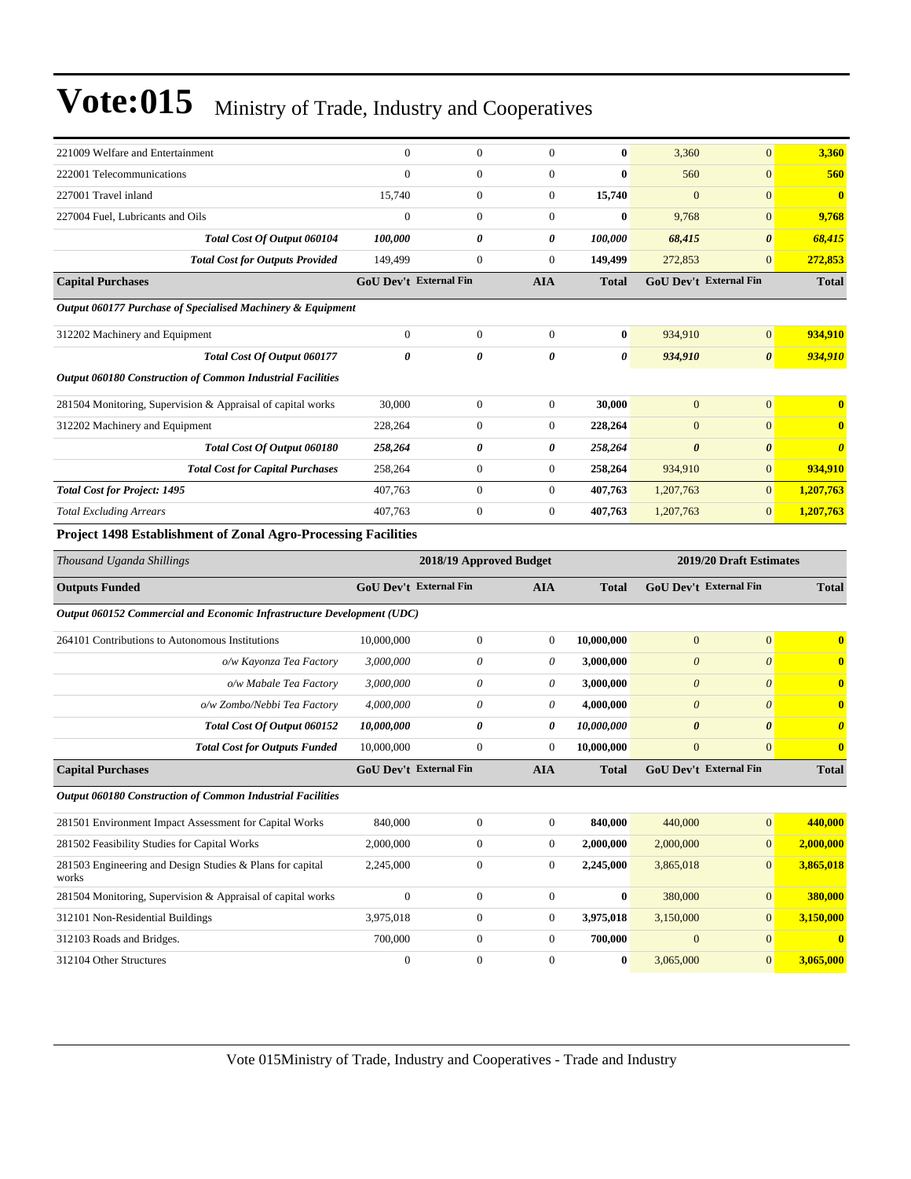# Vote:015 Ministry of Trade, Industry and Cooperatives

| | | | | | | | |
|---|---|---|---|---|---|---|---|
| 221009 Welfare and Entertainment | 0 | 0 | 0 | **0** | 3,360 | 0 | **3,360** |
| 222001 Telecommunications | 0 | 0 | 0 | **0** | 560 | 0 | **560** |
| 227001 Travel inland | 15,740 | 0 | 0 | **15,740** | 0 | 0 | **0** |
| 227004 Fuel, Lubricants and Oils | 0 | 0 | 0 | **0** | 9,768 | 0 | **9,768** |
| ***Total Cost Of Output 060104*** | ***100,000*** | ***0*** | ***0*** | ***100,000*** | ***68,415*** | ***0*** | ***68,415*** |
| ***Total Cost for Outputs Provided*** | 149,499 | 0 | 0 | **149,499** | 272,853 | 0 | **272,853** |
| **Capital Purchases** | **GoU Dev't** | **External Fin** | **AIA** | **Total** | **GoU Dev't** | **External Fin** | **Total** |
| ***Output 060177 Purchase of Specialised Machinery & Equipment*** | | | | | | | |
| 312202 Machinery and Equipment | 0 | 0 | 0 | **0** | 934,910 | 0 | **934,910** |
| ***Total Cost Of Output 060177*** | ***0*** | ***0*** | ***0*** | ***0*** | ***934,910*** | ***0*** | ***934,910*** |
| ***Output 060180 Construction of Common Industrial Facilities*** | | | | | | | |
| 281504 Monitoring, Supervision & Appraisal of capital works | 30,000 | 0 | 0 | **30,000** | 0 | 0 | **0** |
| 312202 Machinery and Equipment | 228,264 | 0 | 0 | **228,264** | 0 | 0 | **0** |
| ***Total Cost Of Output 060180*** | ***258,264*** | ***0*** | ***0*** | ***258,264*** | ***0*** | ***0*** | ***0*** |
| ***Total Cost for Capital Purchases*** | 258,264 | 0 | 0 | **258,264** | 934,910 | 0 | **934,910** |
| ***Total Cost for Project: 1495*** | 407,763 | 0 | 0 | **407,763** | 1,207,763 | 0 | **1,207,763** |
| *Total Excluding Arrears* | 407,763 | 0 | 0 | **407,763** | 1,207,763 | 0 | **1,207,763** |

### Project 1498 Establishment of Zonal Agro-Processing Facilities

| *Thousand Uganda Shillings* | 2018/19 Approved Budget | | | | 2019/20 Draft Estimates | | |
|---|---|---|---|---|---|---|---|
| **Outputs Funded** | **GoU Dev't** | **External Fin** | **AIA** | **Total** | **GoU Dev't** | **External Fin** | **Total** |
| ***Output 060152 Commercial and Economic Infrastructure Development (UDC)*** | | | | | | | |
| 264101 Contributions to Autonomous Institutions | 10,000,000 | 0 | 0 | **10,000,000** | 0 | 0 | **0** |
| *o/w Kayonza Tea Factory* | *3,000,000* | *0* | *0* | **3,000,000** | *0* | *0* | **0** |
| *o/w Mabale Tea Factory* | *3,000,000* | *0* | *0* | **3,000,000** | *0* | *0* | **0** |
| *o/w Zombo/Nebbi Tea Factory* | *4,000,000* | *0* | *0* | **4,000,000** | *0* | *0* | **0** |
| ***Total Cost Of Output 060152*** | ***10,000,000*** | ***0*** | ***0*** | ***10,000,000*** | ***0*** | ***0*** | ***0*** |
| ***Total Cost for Outputs Funded*** | 10,000,000 | 0 | 0 | **10,000,000** | 0 | 0 | **0** |
| **Capital Purchases** | **GoU Dev't** | **External Fin** | **AIA** | **Total** | **GoU Dev't** | **External Fin** | **Total** |
| ***Output 060180 Construction of Common Industrial Facilities*** | | | | | | | |
| 281501 Environment Impact Assessment for Capital Works | 840,000 | 0 | 0 | **840,000** | 440,000 | 0 | **440,000** |
| 281502 Feasibility Studies for Capital Works | 2,000,000 | 0 | 0 | **2,000,000** | 2,000,000 | 0 | **2,000,000** |
| 281503 Engineering and Design Studies & Plans for capital works | 2,245,000 | 0 | 0 | **2,245,000** | 3,865,018 | 0 | **3,865,018** |
| 281504 Monitoring, Supervision & Appraisal of capital works | 0 | 0 | 0 | **0** | 380,000 | 0 | **380,000** |
| 312101 Non-Residential Buildings | 3,975,018 | 0 | 0 | **3,975,018** | 3,150,000 | 0 | **3,150,000** |
| 312103 Roads and Bridges. | 700,000 | 0 | 0 | **700,000** | 0 | 0 | **0** |
| 312104 Other Structures | 0 | 0 | 0 | **0** | 3,065,000 | 0 | **3,065,000** |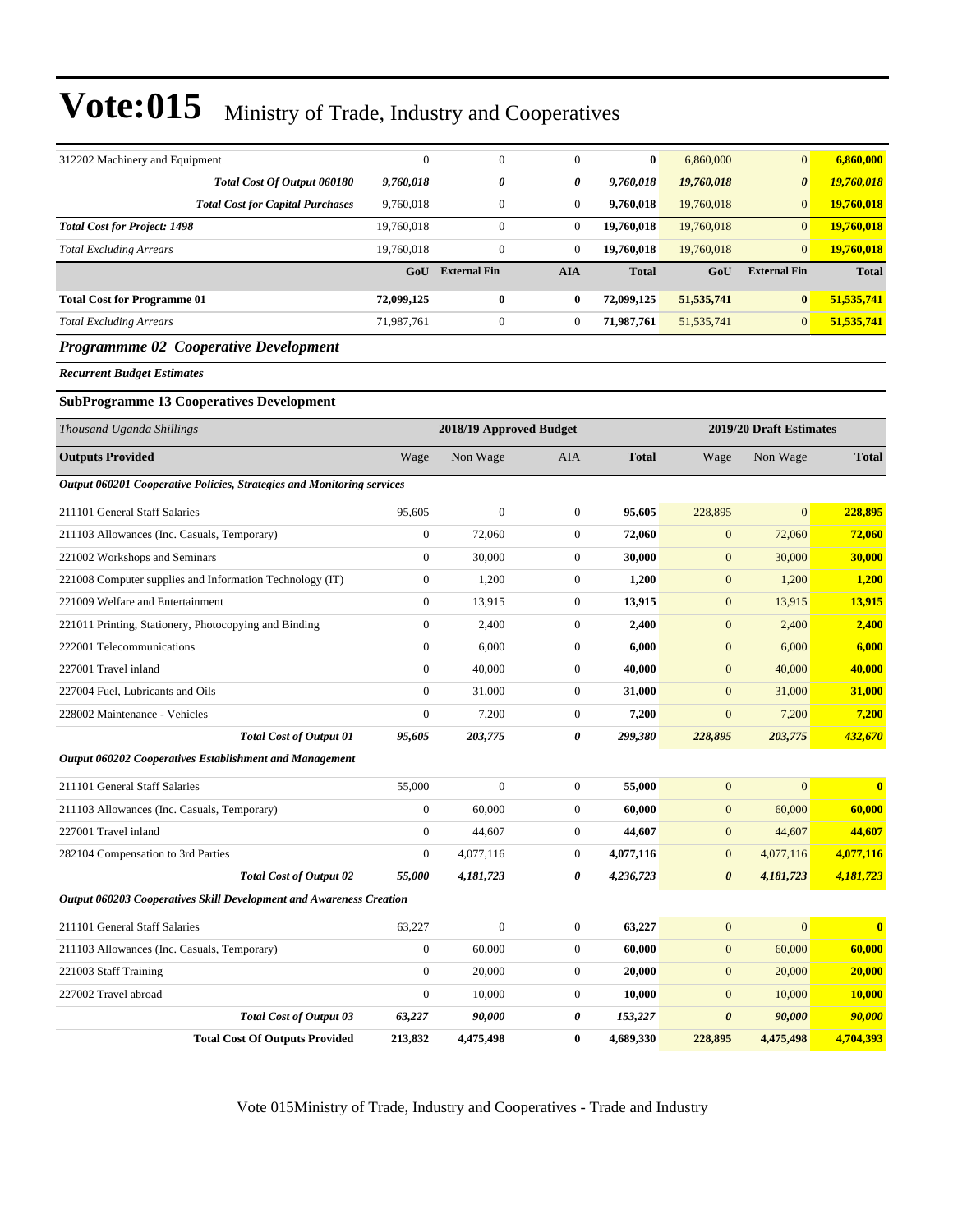# Vote:015 Ministry of Trade, Industry and Cooperatives

| | | | | | | | |
|---|---|---|---|---|---|---|---|
| 312202 Machinery and Equipment | 0 | 0 | 0 | **0** | 6,860,000 | 0 | **6,860,000** |
| ***Total Cost Of Output 060180*** | ***9,760,018*** | ***0*** | ***0*** | ***9,760,018*** | ***19,760,018*** | ***0*** | ***19,760,018*** |
| ***Total Cost for Capital Purchases*** | 9,760,018 | 0 | 0 | **9,760,018** | 19,760,018 | 0 | **19,760,018** |
| ***Total Cost for Project: 1498*** | 19,760,018 | 0 | 0 | **19,760,018** | 19,760,018 | 0 | **19,760,018** |
| *Total Excluding Arrears* | 19,760,018 | 0 | 0 | **19,760,018** | 19,760,018 | 0 | **19,760,018** |
| | **GoU** | **External Fin** | **AIA** | **Total** | **GoU** | **External Fin** | **Total** |
| **Total Cost for Programme 01** | **72,099,125** | **0** | **0** | **72,099,125** | **51,535,741** | **0** | **51,535,741** |
| *Total Excluding Arrears* | 71,987,761 | 0 | 0 | **71,987,761** | 51,535,741 | 0 | **51,535,741** |

## *Programmme 02 Cooperative Development*

***Recurrent Budget Estimates***

### SubProgramme 13 Cooperatives Development

| *Thousand Uganda Shillings* | | 2018/19 Approved Budget | | | | 2019/20 Draft Estimates | |
|---|---|---|---|---|---|---|---|
| **Outputs Provided** | Wage | Non Wage | AIA | **Total** | Wage | Non Wage | **Total** |
| ***Output 060201 Cooperative Policies, Strategies and Monitoring services*** | | | | | | | |
| 211101 General Staff Salaries | 95,605 | 0 | 0 | **95,605** | 228,895 | 0 | **228,895** |
| 211103 Allowances (Inc. Casuals, Temporary) | 0 | 72,060 | 0 | **72,060** | 0 | 72,060 | **72,060** |
| 221002 Workshops and Seminars | 0 | 30,000 | 0 | **30,000** | 0 | 30,000 | **30,000** |
| 221008 Computer supplies and Information Technology (IT) | 0 | 1,200 | 0 | **1,200** | 0 | 1,200 | **1,200** |
| 221009 Welfare and Entertainment | 0 | 13,915 | 0 | **13,915** | 0 | 13,915 | **13,915** |
| 221011 Printing, Stationery, Photocopying and Binding | 0 | 2,400 | 0 | **2,400** | 0 | 2,400 | **2,400** |
| 222001 Telecommunications | 0 | 6,000 | 0 | **6,000** | 0 | 6,000 | **6,000** |
| 227001 Travel inland | 0 | 40,000 | 0 | **40,000** | 0 | 40,000 | **40,000** |
| 227004 Fuel, Lubricants and Oils | 0 | 31,000 | 0 | **31,000** | 0 | 31,000 | **31,000** |
| 228002 Maintenance - Vehicles | 0 | 7,200 | 0 | **7,200** | 0 | 7,200 | **7,200** |
| ***Total Cost of Output 01*** | ***95,605*** | ***203,775*** | ***0*** | ***299,380*** | ***228,895*** | ***203,775*** | ***432,670*** |
| ***Output 060202 Cooperatives Establishment and Management*** | | | | | | | |
| 211101 General Staff Salaries | 55,000 | 0 | 0 | **55,000** | 0 | 0 | **0** |
| 211103 Allowances (Inc. Casuals, Temporary) | 0 | 60,000 | 0 | **60,000** | 0 | 60,000 | **60,000** |
| 227001 Travel inland | 0 | 44,607 | 0 | **44,607** | 0 | 44,607 | **44,607** |
| 282104 Compensation to 3rd Parties | 0 | 4,077,116 | 0 | **4,077,116** | 0 | 4,077,116 | **4,077,116** |
| ***Total Cost of Output 02*** | ***55,000*** | ***4,181,723*** | ***0*** | ***4,236,723*** | ***0*** | ***4,181,723*** | ***4,181,723*** |
| ***Output 060203 Cooperatives Skill Development and Awareness Creation*** | | | | | | | |
| 211101 General Staff Salaries | 63,227 | 0 | 0 | **63,227** | 0 | 0 | **0** |
| 211103 Allowances (Inc. Casuals, Temporary) | 0 | 60,000 | 0 | **60,000** | 0 | 60,000 | **60,000** |
| 221003 Staff Training | 0 | 20,000 | 0 | **20,000** | 0 | 20,000 | **20,000** |
| 227002 Travel abroad | 0 | 10,000 | 0 | **10,000** | 0 | 10,000 | **10,000** |
| ***Total Cost of Output 03*** | ***63,227*** | ***90,000*** | ***0*** | ***153,227*** | ***0*** | ***90,000*** | ***90,000*** |
| **Total Cost Of Outputs Provided** | **213,832** | **4,475,498** | **0** | **4,689,330** | **228,895** | **4,475,498** | **4,704,393** |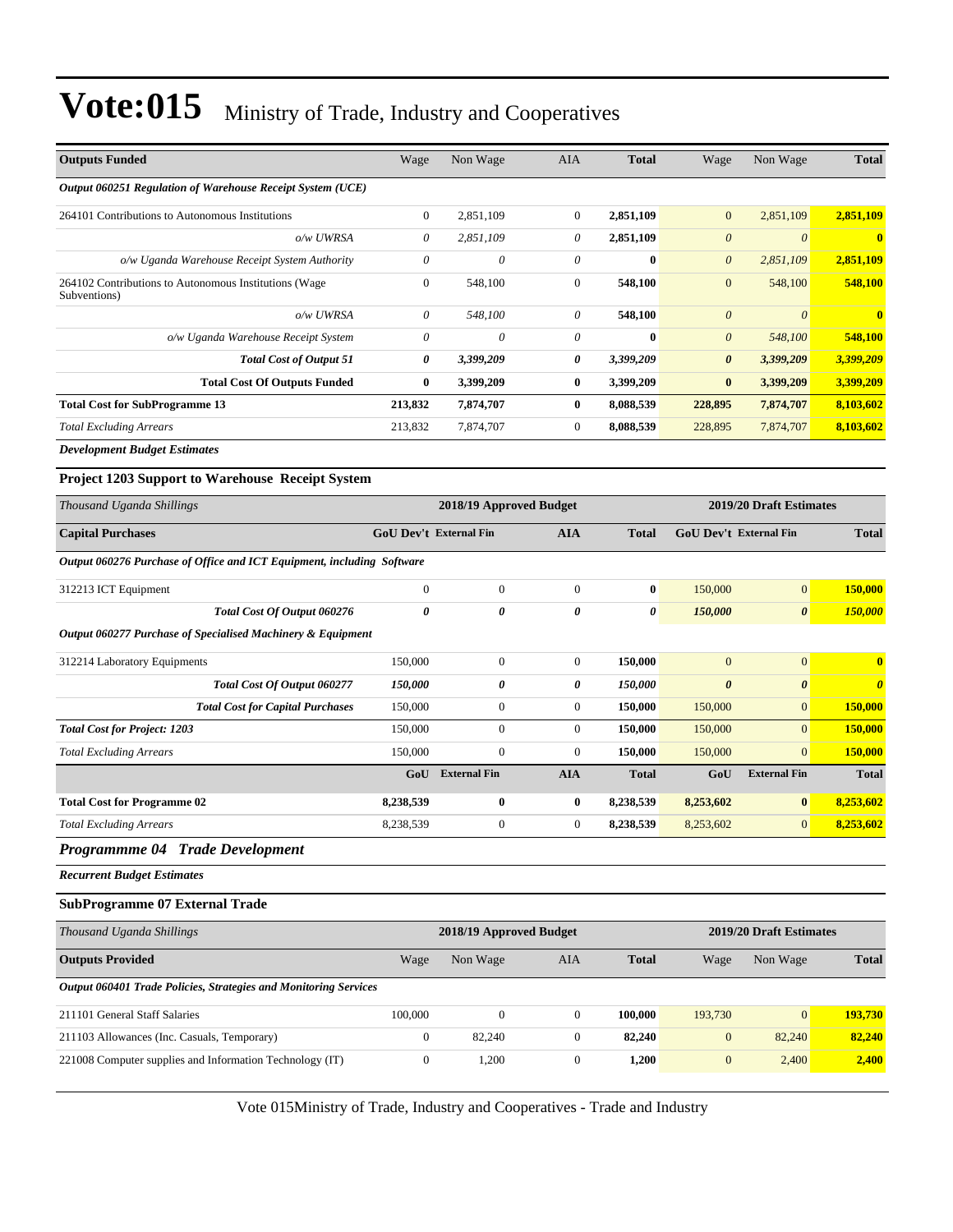# Vote:015 Ministry of Trade, Industry and Cooperatives

| Outputs Funded | Wage | Non Wage | AIA | Total | Wage | Non Wage | Total |
|---|---|---|---|---|---|---|---|
| *Output 060251 Regulation of Warehouse Receipt System (UCE)* | | | | | | | |
| 264101 Contributions to Autonomous Institutions | 0 | 2,851,109 | 0 | **2,851,109** | 0 | 2,851,109 | **2,851,109** |
| *o/w UWRSA* | *0* | *2,851,109* | *0* | **2,851,109** | *0* | *0* | **0** |
| *o/w Uganda Warehouse Receipt System Authority* | *0* | *0* | *0* | **0** | *0* | *2,851,109* | **2,851,109** |
| 264102 Contributions to Autonomous Institutions (Wage Subventions) | 0 | 548,100 | 0 | **548,100** | 0 | 548,100 | **548,100** |
| *o/w UWRSA* | *0* | *548,100* | *0* | **548,100** | *0* | *0* | **0** |
| *o/w Uganda Warehouse Receipt System* | *0* | *0* | *0* | **0** | *0* | *548,100* | **548,100** |
| ***Total Cost of Output 51*** | ***0*** | ***3,399,209*** | ***0*** | ***3,399,209*** | ***0*** | ***3,399,209*** | ***3,399,209*** |
| **Total Cost Of Outputs Funded** | **0** | **3,399,209** | **0** | **3,399,209** | **0** | **3,399,209** | **3,399,209** |
| **Total Cost for SubProgramme 13** | **213,832** | **7,874,707** | **0** | **8,088,539** | **228,895** | **7,874,707** | **8,103,602** |
| *Total Excluding Arrears* | 213,832 | 7,874,707 | 0 | **8,088,539** | 228,895 | 7,874,707 | **8,103,602** |

***Development Budget Estimates***

### Project 1203 Support to Warehouse Receipt System

| *Thousand Uganda Shillings* | 2018/19 Approved Budget | | | | 2019/20 Draft Estimates | | |
|---|---|---|---|---|---|---|---|
| **Capital Purchases** | **GoU Dev't** | **External Fin** | **AIA** | **Total** | **GoU Dev't** | **External Fin** | **Total** |
| *Output 060276 Purchase of Office and ICT Equipment, including Software* | | | | | | | |
| 312213 ICT Equipment | 0 | 0 | 0 | **0** | 150,000 | 0 | **150,000** |
| ***Total Cost Of Output 060276*** | ***0*** | ***0*** | ***0*** | ***0*** | ***150,000*** | ***0*** | ***150,000*** |
| *Output 060277 Purchase of Specialised Machinery & Equipment* | | | | | | | |
| 312214 Laboratory Equipments | 150,000 | 0 | 0 | **150,000** | 0 | 0 | **0** |
| ***Total Cost Of Output 060277*** | ***150,000*** | ***0*** | ***0*** | ***150,000*** | ***0*** | ***0*** | ***0*** |
| ***Total Cost for Capital Purchases*** | 150,000 | 0 | 0 | **150,000** | 150,000 | 0 | **150,000** |
| ***Total Cost for Project: 1203*** | 150,000 | 0 | 0 | **150,000** | 150,000 | 0 | **150,000** |
| *Total Excluding Arrears* | 150,000 | 0 | 0 | **150,000** | 150,000 | 0 | **150,000** |
| | **GoU** | **External Fin** | **AIA** | **Total** | **GoU** | **External Fin** | **Total** |
| **Total Cost for Programme 02** | **8,238,539** | **0** | **0** | **8,238,539** | **8,253,602** | **0** | **8,253,602** |
| *Total Excluding Arrears* | 8,238,539 | 0 | 0 | **8,238,539** | 8,253,602 | 0 | **8,253,602** |

## *Programmme 04 Trade Development*

***Recurrent Budget Estimates***

### SubProgramme 07 External Trade

| *Thousand Uganda Shillings* | 2018/19 Approved Budget | | | | 2019/20 Draft Estimates | | |
|---|---|---|---|---|---|---|---|
| **Outputs Provided** | Wage | Non Wage | AIA | **Total** | Wage | Non Wage | **Total** |
| *Output 060401 Trade Policies, Strategies and Monitoring Services* | | | | | | | |
| 211101 General Staff Salaries | 100,000 | 0 | 0 | **100,000** | 193,730 | 0 | **193,730** |
| 211103 Allowances (Inc. Casuals, Temporary) | 0 | 82,240 | 0 | **82,240** | 0 | 82,240 | **82,240** |
| 221008 Computer supplies and Information Technology (IT) | 0 | 1,200 | 0 | **1,200** | 0 | 2,400 | **2,400** |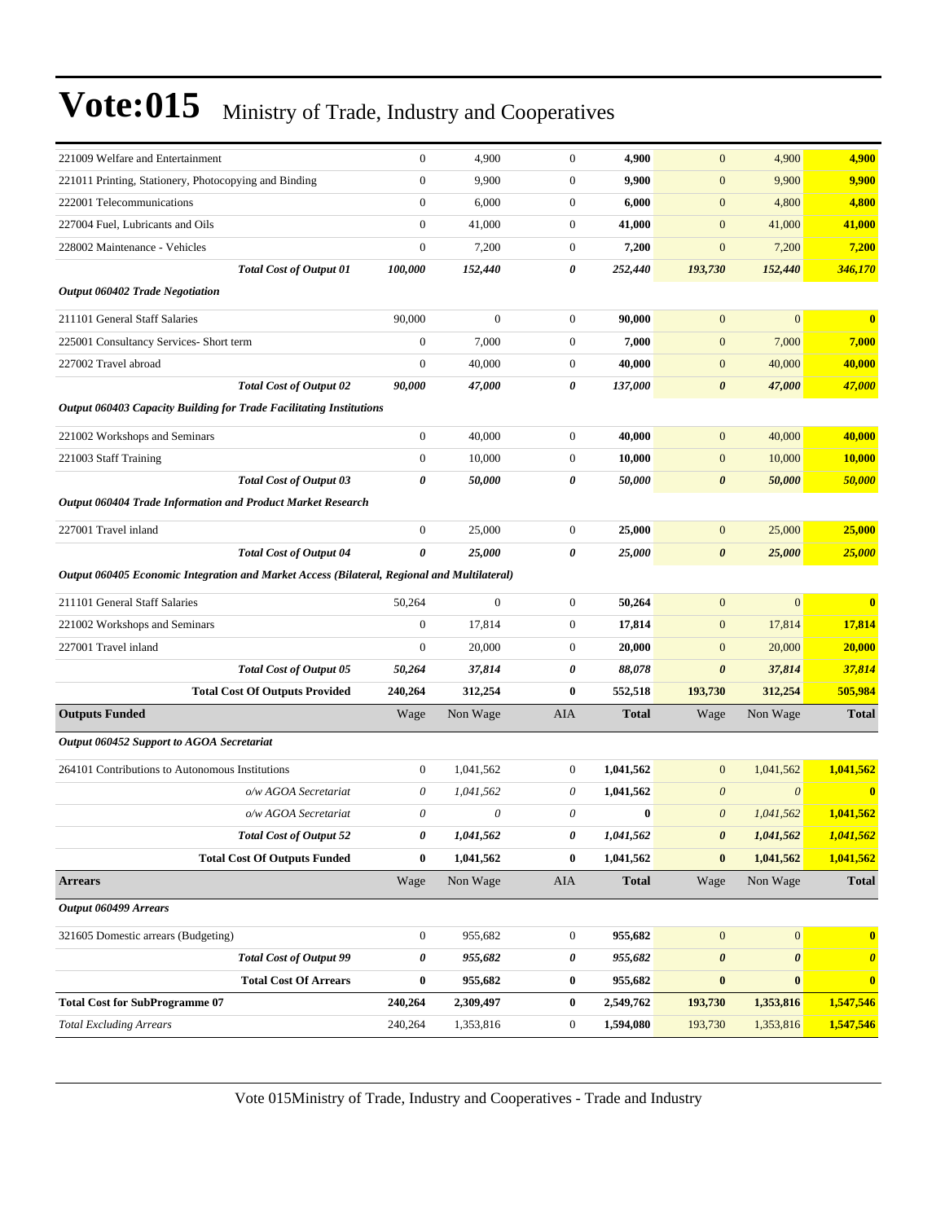# Vote:015 Ministry of Trade, Industry and Cooperatives

| | | | | | | | |
|---|---|---|---|---|---|---|---|
| 221009 Welfare and Entertainment | 0 | 4,900 | 0 | **4,900** | 0 | 4,900 | **4,900** |
| 221011 Printing, Stationery, Photocopying and Binding | 0 | 9,900 | 0 | **9,900** | 0 | 9,900 | **9,900** |
| 222001 Telecommunications | 0 | 6,000 | 0 | **6,000** | 0 | 4,800 | **4,800** |
| 227004 Fuel, Lubricants and Oils | 0 | 41,000 | 0 | **41,000** | 0 | 41,000 | **41,000** |
| 228002 Maintenance - Vehicles | 0 | 7,200 | 0 | **7,200** | 0 | 7,200 | **7,200** |
| ***Total Cost of Output 01*** | ***100,000*** | ***152,440*** | ***0*** | ***252,440*** | ***193,730*** | ***152,440*** | ***346,170*** |
| ***Output 060402 Trade Negotiation*** | | | | | | | |
| 211101 General Staff Salaries | 90,000 | 0 | 0 | **90,000** | 0 | 0 | **0** |
| 225001 Consultancy Services- Short term | 0 | 7,000 | 0 | **7,000** | 0 | 7,000 | **7,000** |
| 227002 Travel abroad | 0 | 40,000 | 0 | **40,000** | 0 | 40,000 | **40,000** |
| ***Total Cost of Output 02*** | ***90,000*** | ***47,000*** | ***0*** | ***137,000*** | ***0*** | ***47,000*** | ***47,000*** |
| ***Output 060403 Capacity Building for Trade Facilitating Institutions*** | | | | | | | |
| 221002 Workshops and Seminars | 0 | 40,000 | 0 | **40,000** | 0 | 40,000 | **40,000** |
| 221003 Staff Training | 0 | 10,000 | 0 | **10,000** | 0 | 10,000 | **10,000** |
| ***Total Cost of Output 03*** | ***0*** | ***50,000*** | ***0*** | ***50,000*** | ***0*** | ***50,000*** | ***50,000*** |
| ***Output 060404 Trade Information and Product Market Research*** | | | | | | | |
| 227001 Travel inland | 0 | 25,000 | 0 | **25,000** | 0 | 25,000 | **25,000** |
| ***Total Cost of Output 04*** | ***0*** | ***25,000*** | ***0*** | ***25,000*** | ***0*** | ***25,000*** | ***25,000*** |
| ***Output 060405 Economic Integration and Market Access (Bilateral, Regional and Multilateral)*** | | | | | | | |
| 211101 General Staff Salaries | 50,264 | 0 | 0 | **50,264** | 0 | 0 | **0** |
| 221002 Workshops and Seminars | 0 | 17,814 | 0 | **17,814** | 0 | 17,814 | **17,814** |
| 227001 Travel inland | 0 | 20,000 | 0 | **20,000** | 0 | 20,000 | **20,000** |
| ***Total Cost of Output 05*** | ***50,264*** | ***37,814*** | ***0*** | ***88,078*** | ***0*** | ***37,814*** | ***37,814*** |
| **Total Cost Of Outputs Provided** | **240,264** | **312,254** | **0** | **552,518** | **193,730** | **312,254** | **505,984** |
| **Outputs Funded** | Wage | Non Wage | AIA | **Total** | Wage | Non Wage | **Total** |
| ***Output 060452 Support to AGOA Secretariat*** | | | | | | | |
| 264101 Contributions to Autonomous Institutions | 0 | 1,041,562 | 0 | **1,041,562** | 0 | 1,041,562 | **1,041,562** |
| *o/w AGOA Secretariat* | *0* | *1,041,562* | *0* | **1,041,562** | *0* | *0* | **0** |
| *o/w AGOA Secretariat* | *0* | *0* | *0* | **0** | *0* | *1,041,562* | **1,041,562** |
| ***Total Cost of Output 52*** | ***0*** | ***1,041,562*** | ***0*** | ***1,041,562*** | ***0*** | ***1,041,562*** | ***1,041,562*** |
| **Total Cost Of Outputs Funded** | **0** | **1,041,562** | **0** | **1,041,562** | **0** | **1,041,562** | **1,041,562** |
| **Arrears** | Wage | Non Wage | AIA | **Total** | Wage | Non Wage | **Total** |
| ***Output 060499 Arrears*** | | | | | | | |
| 321605 Domestic arrears (Budgeting) | 0 | 955,682 | 0 | **955,682** | 0 | 0 | **0** |
| ***Total Cost of Output 99*** | ***0*** | ***955,682*** | ***0*** | ***955,682*** | ***0*** | ***0*** | ***0*** |
| **Total Cost Of Arrears** | **0** | **955,682** | **0** | **955,682** | **0** | **0** | **0** |
| **Total Cost for SubProgramme 07** | **240,264** | **2,309,497** | **0** | **2,549,762** | **193,730** | **1,353,816** | **1,547,546** |
| *Total Excluding Arrears* | 240,264 | 1,353,816 | 0 | **1,594,080** | 193,730 | 1,353,816 | **1,547,546** |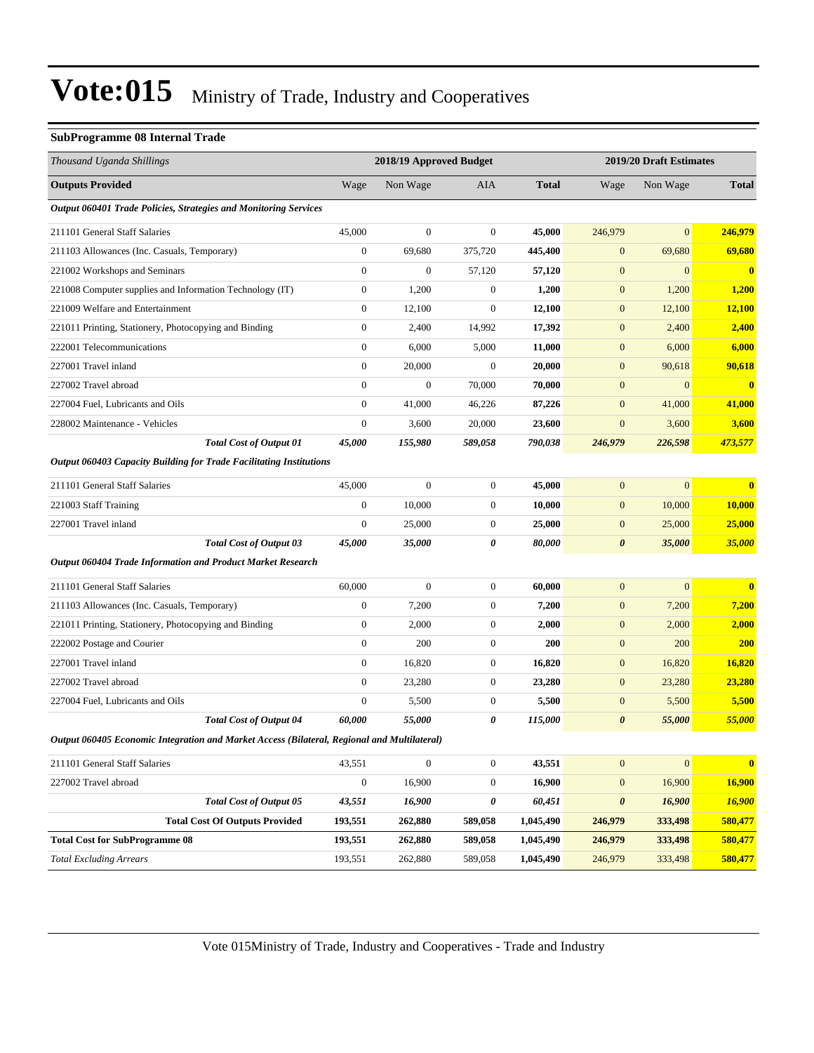# Vote:015 Ministry of Trade, Industry and Cooperatives

### SubProgramme 08 Internal Trade

| *Thousand Uganda Shillings* | 2018/19 Approved Budget | | | | 2019/20 Draft Estimates | | |
|---|---|---|---|---|---|---|---|
| **Outputs Provided** | Wage | Non Wage | AIA | **Total** | Wage | Non Wage | **Total** |
| ***Output 060401 Trade Policies, Strategies and Monitoring Services*** | | | | | | | |
| 211101 General Staff Salaries | 45,000 | 0 | 0 | **45,000** | 246,979 | 0 | **246,979** |
| 211103 Allowances (Inc. Casuals, Temporary) | 0 | 69,680 | 375,720 | **445,400** | 0 | 69,680 | **69,680** |
| 221002 Workshops and Seminars | 0 | 0 | 57,120 | **57,120** | 0 | 0 | **0** |
| 221008 Computer supplies and Information Technology (IT) | 0 | 1,200 | 0 | **1,200** | 0 | 1,200 | **1,200** |
| 221009 Welfare and Entertainment | 0 | 12,100 | 0 | **12,100** | 0 | 12,100 | **12,100** |
| 221011 Printing, Stationery, Photocopying and Binding | 0 | 2,400 | 14,992 | **17,392** | 0 | 2,400 | **2,400** |
| 222001 Telecommunications | 0 | 6,000 | 5,000 | **11,000** | 0 | 6,000 | **6,000** |
| 227001 Travel inland | 0 | 20,000 | 0 | **20,000** | 0 | 90,618 | **90,618** |
| 227002 Travel abroad | 0 | 0 | 70,000 | **70,000** | 0 | 0 | **0** |
| 227004 Fuel, Lubricants and Oils | 0 | 41,000 | 46,226 | **87,226** | 0 | 41,000 | **41,000** |
| 228002 Maintenance - Vehicles | 0 | 3,600 | 20,000 | **23,600** | 0 | 3,600 | **3,600** |
| ***Total Cost of Output 01*** | ***45,000*** | ***155,980*** | ***589,058*** | ***790,038*** | ***246,979*** | ***226,598*** | ***473,577*** |
| ***Output 060403 Capacity Building for Trade Facilitating Institutions*** | | | | | | | |
| 211101 General Staff Salaries | 45,000 | 0 | 0 | **45,000** | 0 | 0 | **0** |
| 221003 Staff Training | 0 | 10,000 | 0 | **10,000** | 0 | 10,000 | **10,000** |
| 227001 Travel inland | 0 | 25,000 | 0 | **25,000** | 0 | 25,000 | **25,000** |
| ***Total Cost of Output 03*** | ***45,000*** | ***35,000*** | ***0*** | ***80,000*** | ***0*** | ***35,000*** | ***35,000*** |
| ***Output 060404 Trade Information and Product Market Research*** | | | | | | | |
| 211101 General Staff Salaries | 60,000 | 0 | 0 | **60,000** | 0 | 0 | **0** |
| 211103 Allowances (Inc. Casuals, Temporary) | 0 | 7,200 | 0 | **7,200** | 0 | 7,200 | **7,200** |
| 221011 Printing, Stationery, Photocopying and Binding | 0 | 2,000 | 0 | **2,000** | 0 | 2,000 | **2,000** |
| 222002 Postage and Courier | 0 | 200 | 0 | **200** | 0 | 200 | **200** |
| 227001 Travel inland | 0 | 16,820 | 0 | **16,820** | 0 | 16,820 | **16,820** |
| 227002 Travel abroad | 0 | 23,280 | 0 | **23,280** | 0 | 23,280 | **23,280** |
| 227004 Fuel, Lubricants and Oils | 0 | 5,500 | 0 | **5,500** | 0 | 5,500 | **5,500** |
| ***Total Cost of Output 04*** | ***60,000*** | ***55,000*** | ***0*** | ***115,000*** | ***0*** | ***55,000*** | ***55,000*** |
| ***Output 060405 Economic Integration and Market Access (Bilateral, Regional and Multilateral)*** | | | | | | | |
| 211101 General Staff Salaries | 43,551 | 0 | 0 | **43,551** | 0 | 0 | **0** |
| 227002 Travel abroad | 0 | 16,900 | 0 | **16,900** | 0 | 16,900 | **16,900** |
| ***Total Cost of Output 05*** | ***43,551*** | ***16,900*** | ***0*** | ***60,451*** | ***0*** | ***16,900*** | ***16,900*** |
| **Total Cost Of Outputs Provided** | **193,551** | **262,880** | **589,058** | **1,045,490** | **246,979** | **333,498** | **580,477** |
| **Total Cost for SubProgramme 08** | **193,551** | **262,880** | **589,058** | **1,045,490** | **246,979** | **333,498** | **580,477** |
| *Total Excluding Arrears* | 193,551 | 262,880 | 589,058 | **1,045,490** | 246,979 | 333,498 | **580,477** |

Vote 015Ministry of Trade, Industry and Cooperatives - Trade and Industry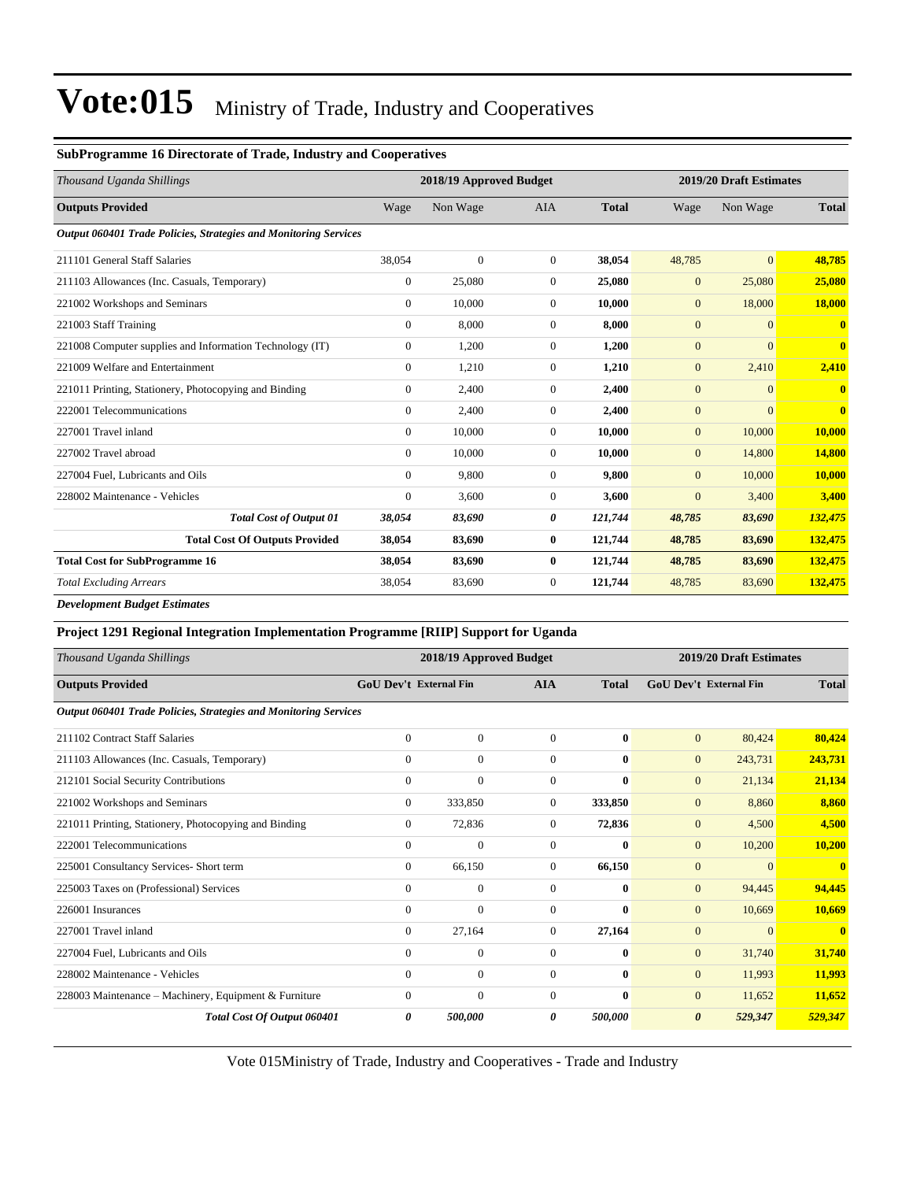# Vote:015 Ministry of Trade, Industry and Cooperatives

### SubProgramme 16 Directorate of Trade, Industry and Cooperatives

| *Thousand Uganda Shillings* | 2018/19 Approved Budget | | | | 2019/20 Draft Estimates | | |
|---|---|---|---|---|---|---|---|
| **Outputs Provided** | Wage | Non Wage | AIA | **Total** | Wage | Non Wage | **Total** |
| ***Output 060401 Trade Policies, Strategies and Monitoring Services*** | | | | | | | |
| 211101 General Staff Salaries | 38,054 | 0 | 0 | **38,054** | 48,785 | 0 | **48,785** |
| 211103 Allowances (Inc. Casuals, Temporary) | 0 | 25,080 | 0 | **25,080** | 0 | 25,080 | **25,080** |
| 221002 Workshops and Seminars | 0 | 10,000 | 0 | **10,000** | 0 | 18,000 | **18,000** |
| 221003 Staff Training | 0 | 8,000 | 0 | **8,000** | 0 | 0 | **0** |
| 221008 Computer supplies and Information Technology (IT) | 0 | 1,200 | 0 | **1,200** | 0 | 0 | **0** |
| 221009 Welfare and Entertainment | 0 | 1,210 | 0 | **1,210** | 0 | 2,410 | **2,410** |
| 221011 Printing, Stationery, Photocopying and Binding | 0 | 2,400 | 0 | **2,400** | 0 | 0 | **0** |
| 222001 Telecommunications | 0 | 2,400 | 0 | **2,400** | 0 | 0 | **0** |
| 227001 Travel inland | 0 | 10,000 | 0 | **10,000** | 0 | 10,000 | **10,000** |
| 227002 Travel abroad | 0 | 10,000 | 0 | **10,000** | 0 | 14,800 | **14,800** |
| 227004 Fuel, Lubricants and Oils | 0 | 9,800 | 0 | **9,800** | 0 | 10,000 | **10,000** |
| 228002 Maintenance - Vehicles | 0 | 3,600 | 0 | **3,600** | 0 | 3,400 | **3,400** |
| ***Total Cost of Output 01*** | ***38,054*** | ***83,690*** | ***0*** | ***121,744*** | ***48,785*** | ***83,690*** | ***132,475*** |
| **Total Cost Of Outputs Provided** | **38,054** | **83,690** | **0** | **121,744** | **48,785** | **83,690** | **132,475** |
| **Total Cost for SubProgramme 16** | **38,054** | **83,690** | **0** | **121,744** | **48,785** | **83,690** | **132,475** |
| *Total Excluding Arrears* | 38,054 | 83,690 | 0 | **121,744** | 48,785 | 83,690 | **132,475** |

***Development Budget Estimates***

### Project 1291 Regional Integration Implementation Programme [RIIP] Support for Uganda

| *Thousand Uganda Shillings* | 2018/19 Approved Budget | | | | 2019/20 Draft Estimates | | |
|---|---|---|---|---|---|---|---|
| **Outputs Provided** | **GoU Dev't** | **External Fin** | **AIA** | **Total** | **GoU Dev't** | **External Fin** | **Total** |
| ***Output 060401 Trade Policies, Strategies and Monitoring Services*** | | | | | | | |
| 211102 Contract Staff Salaries | 0 | 0 | 0 | **0** | 0 | 80,424 | **80,424** |
| 211103 Allowances (Inc. Casuals, Temporary) | 0 | 0 | 0 | **0** | 0 | 243,731 | **243,731** |
| 212101 Social Security Contributions | 0 | 0 | 0 | **0** | 0 | 21,134 | **21,134** |
| 221002 Workshops and Seminars | 0 | 333,850 | 0 | **333,850** | 0 | 8,860 | **8,860** |
| 221011 Printing, Stationery, Photocopying and Binding | 0 | 72,836 | 0 | **72,836** | 0 | 4,500 | **4,500** |
| 222001 Telecommunications | 0 | 0 | 0 | **0** | 0 | 10,200 | **10,200** |
| 225001 Consultancy Services- Short term | 0 | 66,150 | 0 | **66,150** | 0 | 0 | **0** |
| 225003 Taxes on (Professional) Services | 0 | 0 | 0 | **0** | 0 | 94,445 | **94,445** |
| 226001 Insurances | 0 | 0 | 0 | **0** | 0 | 10,669 | **10,669** |
| 227001 Travel inland | 0 | 27,164 | 0 | **27,164** | 0 | 0 | **0** |
| 227004 Fuel, Lubricants and Oils | 0 | 0 | 0 | **0** | 0 | 31,740 | **31,740** |
| 228002 Maintenance - Vehicles | 0 | 0 | 0 | **0** | 0 | 11,993 | **11,993** |
| 228003 Maintenance – Machinery, Equipment & Furniture | 0 | 0 | 0 | **0** | 0 | 11,652 | **11,652** |
| ***Total Cost Of Output 060401*** | ***0*** | ***500,000*** | ***0*** | ***500,000*** | ***0*** | ***529,347*** | ***529,347*** |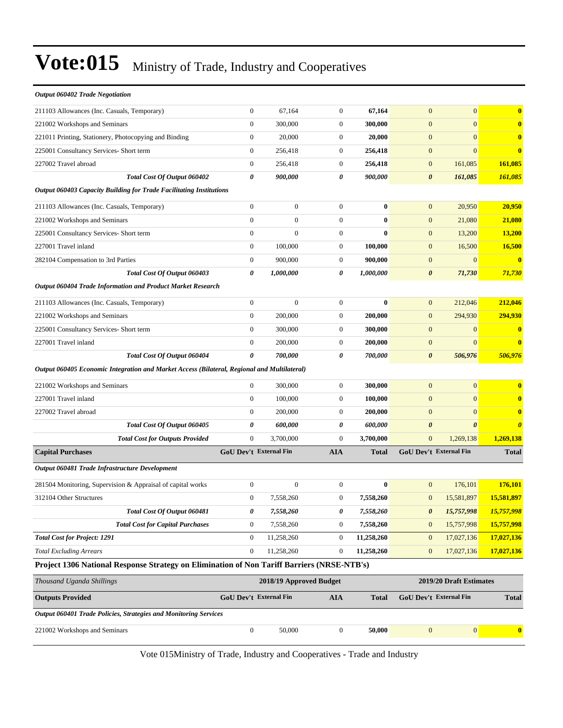# Vote:015 Ministry of Trade, Industry and Cooperatives

| | | | | | | | |
|---|---|---|---|---|---|---|---|
| ***Output 060402 Trade Negotiation*** | | | | | | | |
| 211103 Allowances (Inc. Casuals, Temporary) | 0 | 67,164 | 0 | **67,164** | 0 | 0 | **0** |
| 221002 Workshops and Seminars | 0 | 300,000 | 0 | **300,000** | 0 | 0 | **0** |
| 221011 Printing, Stationery, Photocopying and Binding | 0 | 20,000 | 0 | **20,000** | 0 | 0 | **0** |
| 225001 Consultancy Services- Short term | 0 | 256,418 | 0 | **256,418** | 0 | 0 | **0** |
| 227002 Travel abroad | 0 | 256,418 | 0 | **256,418** | 0 | 161,085 | **161,085** |
| ***Total Cost Of Output 060402*** | ***0*** | ***900,000*** | ***0*** | ***900,000*** | ***0*** | ***161,085*** | ***161,085*** |
| ***Output 060403 Capacity Building for Trade Facilitating Institutions*** | | | | | | | |
| 211103 Allowances (Inc. Casuals, Temporary) | 0 | 0 | 0 | **0** | 0 | 20,950 | **20,950** |
| 221002 Workshops and Seminars | 0 | 0 | 0 | **0** | 0 | 21,080 | **21,080** |
| 225001 Consultancy Services- Short term | 0 | 0 | 0 | **0** | 0 | 13,200 | **13,200** |
| 227001 Travel inland | 0 | 100,000 | 0 | **100,000** | 0 | 16,500 | **16,500** |
| 282104 Compensation to 3rd Parties | 0 | 900,000 | 0 | **900,000** | 0 | 0 | **0** |
| ***Total Cost Of Output 060403*** | ***0*** | ***1,000,000*** | ***0*** | ***1,000,000*** | ***0*** | ***71,730*** | ***71,730*** |
| ***Output 060404 Trade Information and Product Market Research*** | | | | | | | |
| 211103 Allowances (Inc. Casuals, Temporary) | 0 | 0 | 0 | **0** | 0 | 212,046 | **212,046** |
| 221002 Workshops and Seminars | 0 | 200,000 | 0 | **200,000** | 0 | 294,930 | **294,930** |
| 225001 Consultancy Services- Short term | 0 | 300,000 | 0 | **300,000** | 0 | 0 | **0** |
| 227001 Travel inland | 0 | 200,000 | 0 | **200,000** | 0 | 0 | **0** |
| ***Total Cost Of Output 060404*** | ***0*** | ***700,000*** | ***0*** | ***700,000*** | ***0*** | ***506,976*** | ***506,976*** |
| ***Output 060405 Economic Integration and Market Access (Bilateral, Regional and Multilateral)*** | | | | | | | |
| 221002 Workshops and Seminars | 0 | 300,000 | 0 | **300,000** | 0 | 0 | **0** |
| 227001 Travel inland | 0 | 100,000 | 0 | **100,000** | 0 | 0 | **0** |
| 227002 Travel abroad | 0 | 200,000 | 0 | **200,000** | 0 | 0 | **0** |
| ***Total Cost Of Output 060405*** | ***0*** | ***600,000*** | ***0*** | ***600,000*** | ***0*** | ***0*** | ***0*** |
| ***Total Cost for Outputs Provided*** | 0 | 3,700,000 | 0 | 3,700,000 | 0 | 1,269,138 | **1,269,138** |
| **Capital Purchases** | **GoU Dev't** | **External Fin** | **AIA** | **Total** | **GoU Dev't** | **External Fin** | **Total** |
| ***Output 060481 Trade Infrastructure Development*** | | | | | | | |
| 281504 Monitoring, Supervision & Appraisal of capital works | 0 | 0 | 0 | **0** | 0 | 176,101 | **176,101** |
| 312104 Other Structures | 0 | 7,558,260 | 0 | **7,558,260** | 0 | 15,581,897 | **15,581,897** |
| ***Total Cost Of Output 060481*** | ***0*** | ***7,558,260*** | ***0*** | ***7,558,260*** | ***0*** | ***15,757,998*** | ***15,757,998*** |
| ***Total Cost for Capital Purchases*** | 0 | 7,558,260 | 0 | 7,558,260 | 0 | 15,757,998 | **15,757,998** |
| ***Total Cost for Project: 1291*** | 0 | 11,258,260 | 0 | **11,258,260** | 0 | 17,027,136 | **17,027,136** |
| *Total Excluding Arrears* | 0 | 11,258,260 | 0 | **11,258,260** | 0 | 17,027,136 | **17,027,136** |

**Project 1306 National Response Strategy on Elimination of Non Tariff Barriers (NRSE-NTB's)**

| *Thousand Uganda Shillings* | 2018/19 Approved Budget | | | | 2019/20 Draft Estimates | | |
|---|---|---|---|---|---|---|---|
| **Outputs Provided** | **GoU Dev't** | **External Fin** | **AIA** | **Total** | **GoU Dev't** | **External Fin** | **Total** |
| ***Output 060401 Trade Policies, Strategies and Monitoring Services*** | | | | | | | |
| 221002 Workshops and Seminars | 0 | 50,000 | 0 | **50,000** | 0 | 0 | **0** |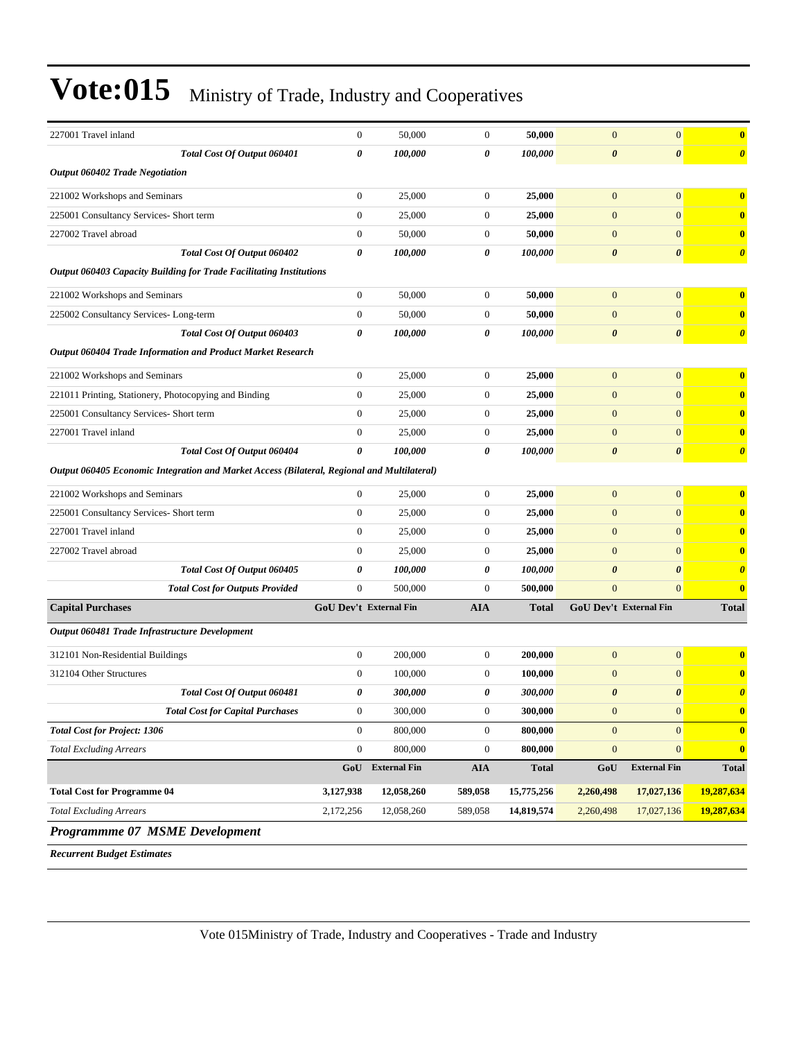| | | | | | | | |
|---|---|---|---|---|---|---|---|
| 227001 Travel inland | 0 | 50,000 | 0 | **50,000** | 0 | 0 | **0** |
| ***Total Cost Of Output 060401*** | ***0*** | ***100,000*** | ***0*** | ***100,000*** | ***0*** | ***0*** | ***0*** |
| ***Output 060402 Trade Negotiation*** | | | | | | | |
| 221002 Workshops and Seminars | 0 | 25,000 | 0 | **25,000** | 0 | 0 | **0** |
| 225001 Consultancy Services- Short term | 0 | 25,000 | 0 | **25,000** | 0 | 0 | **0** |
| 227002 Travel abroad | 0 | 50,000 | 0 | **50,000** | 0 | 0 | **0** |
| ***Total Cost Of Output 060402*** | ***0*** | ***100,000*** | ***0*** | ***100,000*** | ***0*** | ***0*** | ***0*** |
| ***Output 060403 Capacity Building for Trade Facilitating Institutions*** | | | | | | | |
| 221002 Workshops and Seminars | 0 | 50,000 | 0 | **50,000** | 0 | 0 | **0** |
| 225002 Consultancy Services- Long-term | 0 | 50,000 | 0 | **50,000** | 0 | 0 | **0** |
| ***Total Cost Of Output 060403*** | ***0*** | ***100,000*** | ***0*** | ***100,000*** | ***0*** | ***0*** | ***0*** |
| ***Output 060404 Trade Information and Product Market Research*** | | | | | | | |
| 221002 Workshops and Seminars | 0 | 25,000 | 0 | **25,000** | 0 | 0 | **0** |
| 221011 Printing, Stationery, Photocopying and Binding | 0 | 25,000 | 0 | **25,000** | 0 | 0 | **0** |
| 225001 Consultancy Services- Short term | 0 | 25,000 | 0 | **25,000** | 0 | 0 | **0** |
| 227001 Travel inland | 0 | 25,000 | 0 | **25,000** | 0 | 0 | **0** |
| ***Total Cost Of Output 060404*** | ***0*** | ***100,000*** | ***0*** | ***100,000*** | ***0*** | ***0*** | ***0*** |
| ***Output 060405 Economic Integration and Market Access (Bilateral, Regional and Multilateral)*** | | | | | | | |
| 221002 Workshops and Seminars | 0 | 25,000 | 0 | **25,000** | 0 | 0 | **0** |
| 225001 Consultancy Services- Short term | 0 | 25,000 | 0 | **25,000** | 0 | 0 | **0** |
| 227001 Travel inland | 0 | 25,000 | 0 | **25,000** | 0 | 0 | **0** |
| 227002 Travel abroad | 0 | 25,000 | 0 | **25,000** | 0 | 0 | **0** |
| ***Total Cost Of Output 060405*** | ***0*** | ***100,000*** | ***0*** | ***100,000*** | ***0*** | ***0*** | ***0*** |
| ***Total Cost for Outputs Provided*** | 0 | 500,000 | 0 | **500,000** | 0 | 0 | **0** |
| **Capital Purchases** | **GoU Dev't** | **External Fin** | **AIA** | **Total** | **GoU Dev't** | **External Fin** | **Total** |
| ***Output 060481 Trade Infrastructure Development*** | | | | | | | |
| 312101 Non-Residential Buildings | 0 | 200,000 | 0 | **200,000** | 0 | 0 | **0** |
| 312104 Other Structures | 0 | 100,000 | 0 | **100,000** | 0 | 0 | **0** |
| ***Total Cost Of Output 060481*** | ***0*** | ***300,000*** | ***0*** | ***300,000*** | ***0*** | ***0*** | ***0*** |
| ***Total Cost for Capital Purchases*** | 0 | 300,000 | 0 | **300,000** | 0 | 0 | **0** |
| ***Total Cost for Project: 1306*** | 0 | 800,000 | 0 | **800,000** | 0 | 0 | **0** |
| *Total Excluding Arrears* | 0 | 800,000 | 0 | **800,000** | 0 | 0 | **0** |
| | **GoU** | **External Fin** | **AIA** | **Total** | **GoU** | **External Fin** | **Total** |
| **Total Cost for Programme 04** | **3,127,938** | **12,058,260** | **589,058** | **15,775,256** | **2,260,498** | **17,027,136** | **19,287,634** |
| *Total Excluding Arrears* | 2,172,256 | 12,058,260 | 589,058 | **14,819,574** | 2,260,498 | 17,027,136 | **19,287,634** |

## *Programmme 07 MSME Development*

***Recurrent Budget Estimates***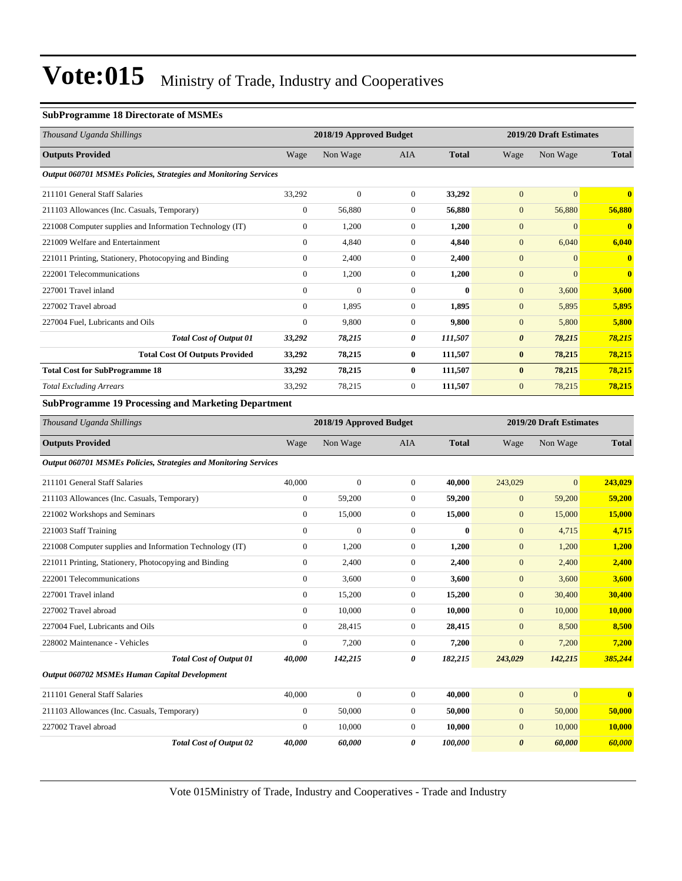# Vote:015 Ministry of Trade, Industry and Cooperatives

### SubProgramme 18 Directorate of MSMEs

| *Thousand Uganda Shillings* | 2018/19 Approved Budget | | | | 2019/20 Draft Estimates | | |
|---|---|---|---|---|---|---|---|
| **Outputs Provided** | Wage | Non Wage | AIA | **Total** | Wage | Non Wage | **Total** |
| ***Output 060701 MSMEs Policies, Strategies and Monitoring Services*** | | | | | | | |
| 211101 General Staff Salaries | 33,292 | 0 | 0 | **33,292** | 0 | 0 | **0** |
| 211103 Allowances (Inc. Casuals, Temporary) | 0 | 56,880 | 0 | **56,880** | 0 | 56,880 | **56,880** |
| 221008 Computer supplies and Information Technology (IT) | 0 | 1,200 | 0 | **1,200** | 0 | 0 | **0** |
| 221009 Welfare and Entertainment | 0 | 4,840 | 0 | **4,840** | 0 | 6,040 | **6,040** |
| 221011 Printing, Stationery, Photocopying and Binding | 0 | 2,400 | 0 | **2,400** | 0 | 0 | **0** |
| 222001 Telecommunications | 0 | 1,200 | 0 | **1,200** | 0 | 0 | **0** |
| 227001 Travel inland | 0 | 0 | 0 | **0** | 0 | 3,600 | **3,600** |
| 227002 Travel abroad | 0 | 1,895 | 0 | **1,895** | 0 | 5,895 | **5,895** |
| 227004 Fuel, Lubricants and Oils | 0 | 9,800 | 0 | **9,800** | 0 | 5,800 | **5,800** |
| ***Total Cost of Output 01*** | ***33,292*** | ***78,215*** | ***0*** | ***111,507*** | ***0*** | ***78,215*** | ***78,215*** |
| **Total Cost Of Outputs Provided** | **33,292** | **78,215** | **0** | **111,507** | **0** | **78,215** | **78,215** |
| **Total Cost for SubProgramme 18** | **33,292** | **78,215** | **0** | **111,507** | **0** | **78,215** | **78,215** |
| *Total Excluding Arrears* | 33,292 | 78,215 | 0 | **111,507** | 0 | 78,215 | **78,215** |

### SubProgramme 19 Processing and Marketing Department

| *Thousand Uganda Shillings* | 2018/19 Approved Budget | | | | 2019/20 Draft Estimates | | |
|---|---|---|---|---|---|---|---|
| **Outputs Provided** | Wage | Non Wage | AIA | **Total** | Wage | Non Wage | **Total** |
| ***Output 060701 MSMEs Policies, Strategies and Monitoring Services*** | | | | | | | |
| 211101 General Staff Salaries | 40,000 | 0 | 0 | **40,000** | 243,029 | 0 | **243,029** |
| 211103 Allowances (Inc. Casuals, Temporary) | 0 | 59,200 | 0 | **59,200** | 0 | 59,200 | **59,200** |
| 221002 Workshops and Seminars | 0 | 15,000 | 0 | **15,000** | 0 | 15,000 | **15,000** |
| 221003 Staff Training | 0 | 0 | 0 | **0** | 0 | 4,715 | **4,715** |
| 221008 Computer supplies and Information Technology (IT) | 0 | 1,200 | 0 | **1,200** | 0 | 1,200 | **1,200** |
| 221011 Printing, Stationery, Photocopying and Binding | 0 | 2,400 | 0 | **2,400** | 0 | 2,400 | **2,400** |
| 222001 Telecommunications | 0 | 3,600 | 0 | **3,600** | 0 | 3,600 | **3,600** |
| 227001 Travel inland | 0 | 15,200 | 0 | **15,200** | 0 | 30,400 | **30,400** |
| 227002 Travel abroad | 0 | 10,000 | 0 | **10,000** | 0 | 10,000 | **10,000** |
| 227004 Fuel, Lubricants and Oils | 0 | 28,415 | 0 | **28,415** | 0 | 8,500 | **8,500** |
| 228002 Maintenance - Vehicles | 0 | 7,200 | 0 | **7,200** | 0 | 7,200 | **7,200** |
| ***Total Cost of Output 01*** | ***40,000*** | ***142,215*** | ***0*** | ***182,215*** | ***243,029*** | ***142,215*** | ***385,244*** |
| ***Output 060702 MSMEs Human Capital Development*** | | | | | | | |
| 211101 General Staff Salaries | 40,000 | 0 | 0 | **40,000** | 0 | 0 | **0** |
| 211103 Allowances (Inc. Casuals, Temporary) | 0 | 50,000 | 0 | **50,000** | 0 | 50,000 | **50,000** |
| 227002 Travel abroad | 0 | 10,000 | 0 | **10,000** | 0 | 10,000 | **10,000** |
| ***Total Cost of Output 02*** | ***40,000*** | ***60,000*** | ***0*** | ***100,000*** | ***0*** | ***60,000*** | ***60,000*** |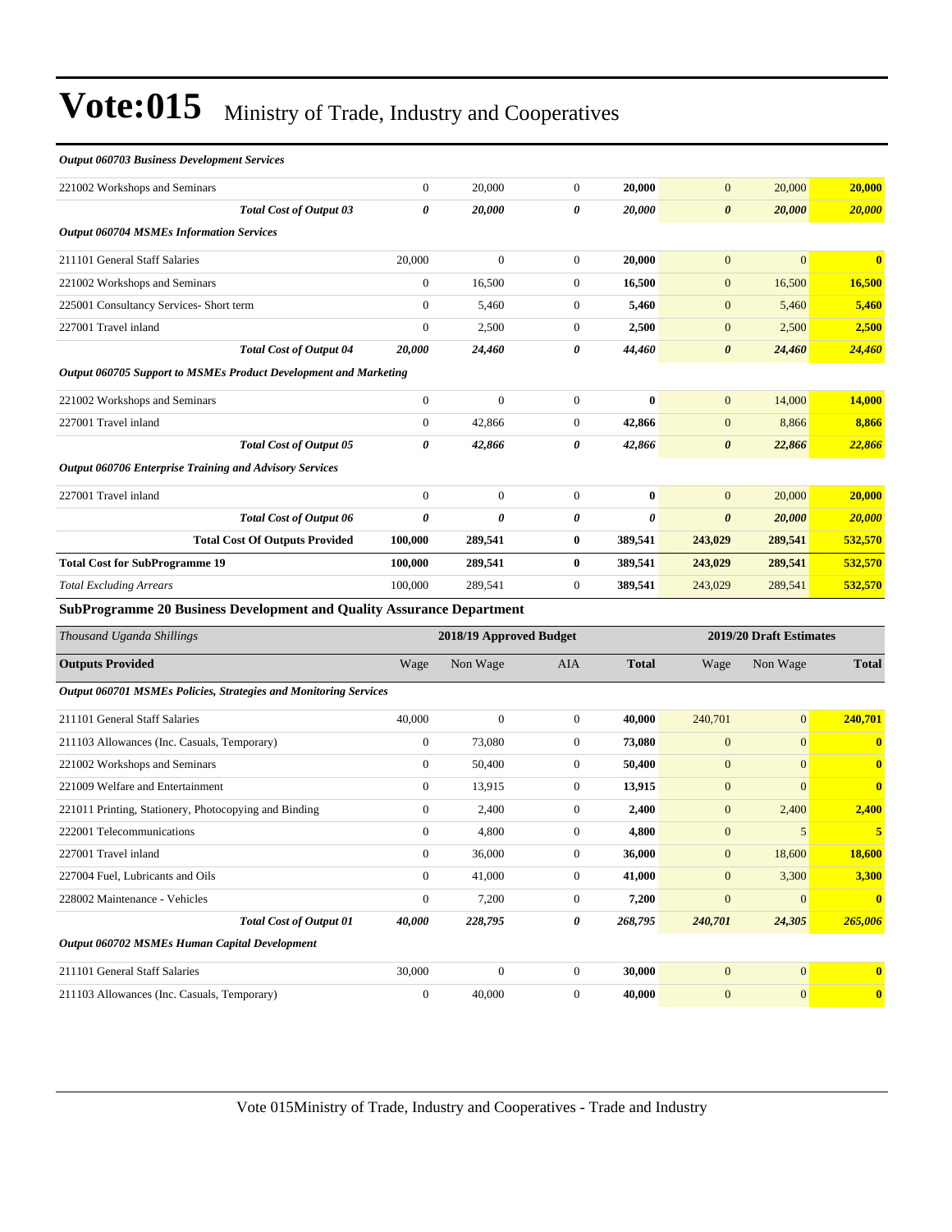# Vote:015 Ministry of Trade, Industry and Cooperatives

| | | | | | | | |
|---|---|---|---|---|---|---|---|
| ***Output 060703 Business Development Services*** | | | | | | | |
| 221002 Workshops and Seminars | 0 | 20,000 | 0 | **20,000** | 0 | 20,000 | **20,000** |
| ***Total Cost of Output 03*** | ***0*** | ***20,000*** | ***0*** | ***20,000*** | ***0*** | ***20,000*** | ***20,000*** |
| ***Output 060704 MSMEs Information Services*** | | | | | | | |
| 211101 General Staff Salaries | 20,000 | 0 | 0 | **20,000** | 0 | 0 | **0** |
| 221002 Workshops and Seminars | 0 | 16,500 | 0 | **16,500** | 0 | 16,500 | **16,500** |
| 225001 Consultancy Services- Short term | 0 | 5,460 | 0 | **5,460** | 0 | 5,460 | **5,460** |
| 227001 Travel inland | 0 | 2,500 | 0 | **2,500** | 0 | 2,500 | **2,500** |
| ***Total Cost of Output 04*** | ***20,000*** | ***24,460*** | ***0*** | ***44,460*** | ***0*** | ***24,460*** | ***24,460*** |
| ***Output 060705 Support to MSMEs Product Development and Marketing*** | | | | | | | |
| 221002 Workshops and Seminars | 0 | 0 | 0 | **0** | 0 | 14,000 | **14,000** |
| 227001 Travel inland | 0 | 42,866 | 0 | **42,866** | 0 | 8,866 | **8,866** |
| ***Total Cost of Output 05*** | ***0*** | ***42,866*** | ***0*** | ***42,866*** | ***0*** | ***22,866*** | ***22,866*** |
| ***Output 060706 Enterprise Training and Advisory Services*** | | | | | | | |
| 227001 Travel inland | 0 | 0 | 0 | **0** | 0 | 20,000 | **20,000** |
| ***Total Cost of Output 06*** | ***0*** | ***0*** | ***0*** | ***0*** | ***0*** | ***20,000*** | ***20,000*** |
| **Total Cost Of Outputs Provided** | **100,000** | **289,541** | **0** | **389,541** | **243,029** | **289,541** | **532,570** |
| **Total Cost for SubProgramme 19** | **100,000** | **289,541** | **0** | **389,541** | **243,029** | **289,541** | **532,570** |
| *Total Excluding Arrears* | 100,000 | 289,541 | 0 | **389,541** | 243,029 | 289,541 | **532,570** |

**SubProgramme 20 Business Development and Quality Assurance Department**

| *Thousand Uganda Shillings* | 2018/19 Approved Budget | | | | 2019/20 Draft Estimates | | |
|---|---|---|---|---|---|---|---|
| **Outputs Provided** | Wage | Non Wage | AIA | **Total** | Wage | Non Wage | **Total** |
| ***Output 060701 MSMEs Policies, Strategies and Monitoring Services*** | | | | | | | |
| 211101 General Staff Salaries | 40,000 | 0 | 0 | **40,000** | 240,701 | 0 | **240,701** |
| 211103 Allowances (Inc. Casuals, Temporary) | 0 | 73,080 | 0 | **73,080** | 0 | 0 | **0** |
| 221002 Workshops and Seminars | 0 | 50,400 | 0 | **50,400** | 0 | 0 | **0** |
| 221009 Welfare and Entertainment | 0 | 13,915 | 0 | **13,915** | 0 | 0 | **0** |
| 221011 Printing, Stationery, Photocopying and Binding | 0 | 2,400 | 0 | **2,400** | 0 | 2,400 | **2,400** |
| 222001 Telecommunications | 0 | 4,800 | 0 | **4,800** | 0 | 5 | **5** |
| 227001 Travel inland | 0 | 36,000 | 0 | **36,000** | 0 | 18,600 | **18,600** |
| 227004 Fuel, Lubricants and Oils | 0 | 41,000 | 0 | **41,000** | 0 | 3,300 | **3,300** |
| 228002 Maintenance - Vehicles | 0 | 7,200 | 0 | **7,200** | 0 | 0 | **0** |
| ***Total Cost of Output 01*** | ***40,000*** | ***228,795*** | ***0*** | ***268,795*** | ***240,701*** | ***24,305*** | ***265,006*** |
| ***Output 060702 MSMEs Human Capital Development*** | | | | | | | |
| 211101 General Staff Salaries | 30,000 | 0 | 0 | **30,000** | 0 | 0 | **0** |
| 211103 Allowances (Inc. Casuals, Temporary) | 0 | 40,000 | 0 | **40,000** | 0 | 0 | **0** |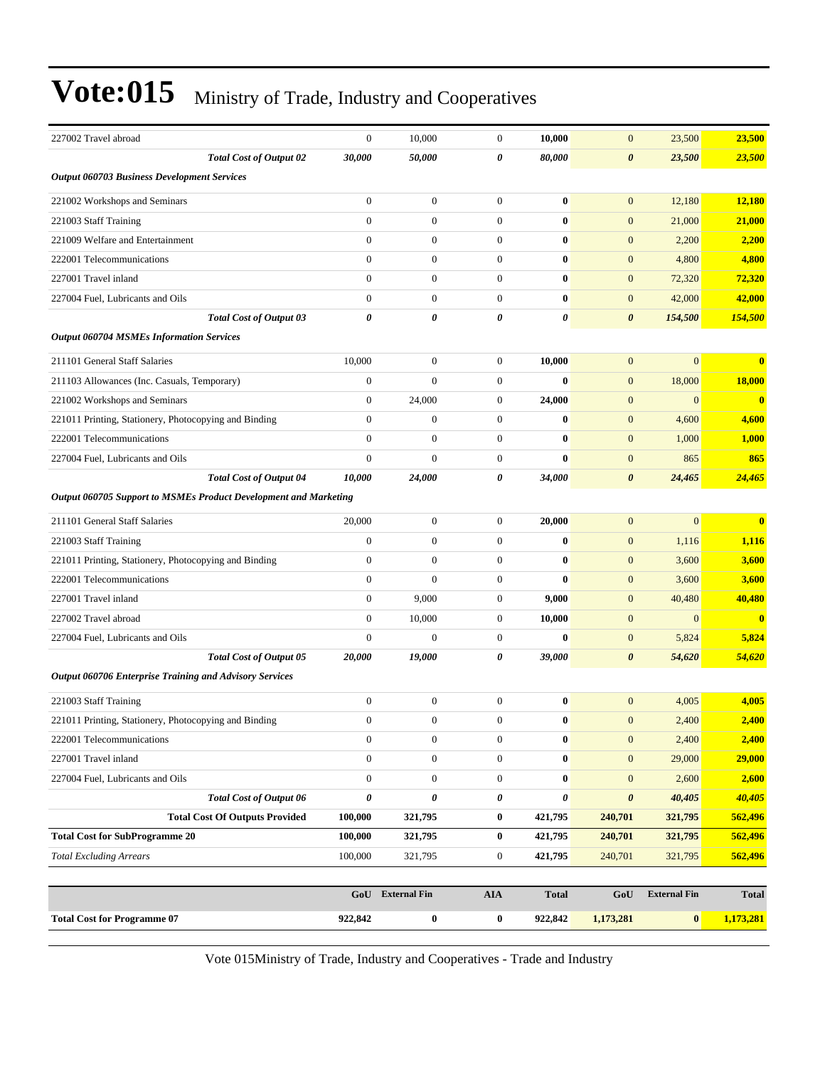# Vote:015 Ministry of Trade, Industry and Cooperatives

| | | | | | | | |
|---|---|---|---|---|---|---|---|
| 227002 Travel abroad | 0 | 10,000 | 0 | **10,000** | 0 | 23,500 | **23,500** |
| ***Total Cost of Output 02*** | ***30,000*** | ***50,000*** | ***0*** | ***80,000*** | ***0*** | ***23,500*** | ***23,500*** |
| ***Output 060703 Business Development Services*** | | | | | | | |
| 221002 Workshops and Seminars | 0 | 0 | 0 | **0** | 0 | 12,180 | **12,180** |
| 221003 Staff Training | 0 | 0 | 0 | **0** | 0 | 21,000 | **21,000** |
| 221009 Welfare and Entertainment | 0 | 0 | 0 | **0** | 0 | 2,200 | **2,200** |
| 222001 Telecommunications | 0 | 0 | 0 | **0** | 0 | 4,800 | **4,800** |
| 227001 Travel inland | 0 | 0 | 0 | **0** | 0 | 72,320 | **72,320** |
| 227004 Fuel, Lubricants and Oils | 0 | 0 | 0 | **0** | 0 | 42,000 | **42,000** |
| ***Total Cost of Output 03*** | ***0*** | ***0*** | ***0*** | ***0*** | ***0*** | ***154,500*** | ***154,500*** |
| ***Output 060704 MSMEs Information Services*** | | | | | | | |
| 211101 General Staff Salaries | 10,000 | 0 | 0 | **10,000** | 0 | 0 | **0** |
| 211103 Allowances (Inc. Casuals, Temporary) | 0 | 0 | 0 | **0** | 0 | 18,000 | **18,000** |
| 221002 Workshops and Seminars | 0 | 24,000 | 0 | **24,000** | 0 | 0 | **0** |
| 221011 Printing, Stationery, Photocopying and Binding | 0 | 0 | 0 | **0** | 0 | 4,600 | **4,600** |
| 222001 Telecommunications | 0 | 0 | 0 | **0** | 0 | 1,000 | **1,000** |
| 227004 Fuel, Lubricants and Oils | 0 | 0 | 0 | **0** | 0 | 865 | **865** |
| ***Total Cost of Output 04*** | ***10,000*** | ***24,000*** | ***0*** | ***34,000*** | ***0*** | ***24,465*** | ***24,465*** |
| ***Output 060705 Support to MSMEs Product Development and Marketing*** | | | | | | | |
| 211101 General Staff Salaries | 20,000 | 0 | 0 | **20,000** | 0 | 0 | **0** |
| 221003 Staff Training | 0 | 0 | 0 | **0** | 0 | 1,116 | **1,116** |
| 221011 Printing, Stationery, Photocopying and Binding | 0 | 0 | 0 | **0** | 0 | 3,600 | **3,600** |
| 222001 Telecommunications | 0 | 0 | 0 | **0** | 0 | 3,600 | **3,600** |
| 227001 Travel inland | 0 | 9,000 | 0 | **9,000** | 0 | 40,480 | **40,480** |
| 227002 Travel abroad | 0 | 10,000 | 0 | **10,000** | 0 | 0 | **0** |
| 227004 Fuel, Lubricants and Oils | 0 | 0 | 0 | **0** | 0 | 5,824 | **5,824** |
| ***Total Cost of Output 05*** | ***20,000*** | ***19,000*** | ***0*** | ***39,000*** | ***0*** | ***54,620*** | ***54,620*** |
| ***Output 060706 Enterprise Training and Advisory Services*** | | | | | | | |
| 221003 Staff Training | 0 | 0 | 0 | **0** | 0 | 4,005 | **4,005** |
| 221011 Printing, Stationery, Photocopying and Binding | 0 | 0 | 0 | **0** | 0 | 2,400 | **2,400** |
| 222001 Telecommunications | 0 | 0 | 0 | **0** | 0 | 2,400 | **2,400** |
| 227001 Travel inland | 0 | 0 | 0 | **0** | 0 | 29,000 | **29,000** |
| 227004 Fuel, Lubricants and Oils | 0 | 0 | 0 | **0** | 0 | 2,600 | **2,600** |
| ***Total Cost of Output 06*** | ***0*** | ***0*** | ***0*** | ***0*** | ***0*** | ***40,405*** | ***40,405*** |
| **Total Cost Of Outputs Provided** | **100,000** | **321,795** | **0** | **421,795** | **240,701** | **321,795** | **562,496** |
| **Total Cost for SubProgramme 20** | **100,000** | **321,795** | **0** | **421,795** | **240,701** | **321,795** | **562,496** |
| *Total Excluding Arrears* | 100,000 | 321,795 | 0 | **421,795** | 240,701 | 321,795 | **562,496** |

| | GoU | External Fin | AIA | Total | GoU | External Fin | Total |
|---|---|---|---|---|---|---|---|
| **Total Cost for Programme 07** | **922,842** | **0** | **0** | **922,842** | **1,173,281** | **0** | **1,173,281** |

Vote 015Ministry of Trade, Industry and Cooperatives - Trade and Industry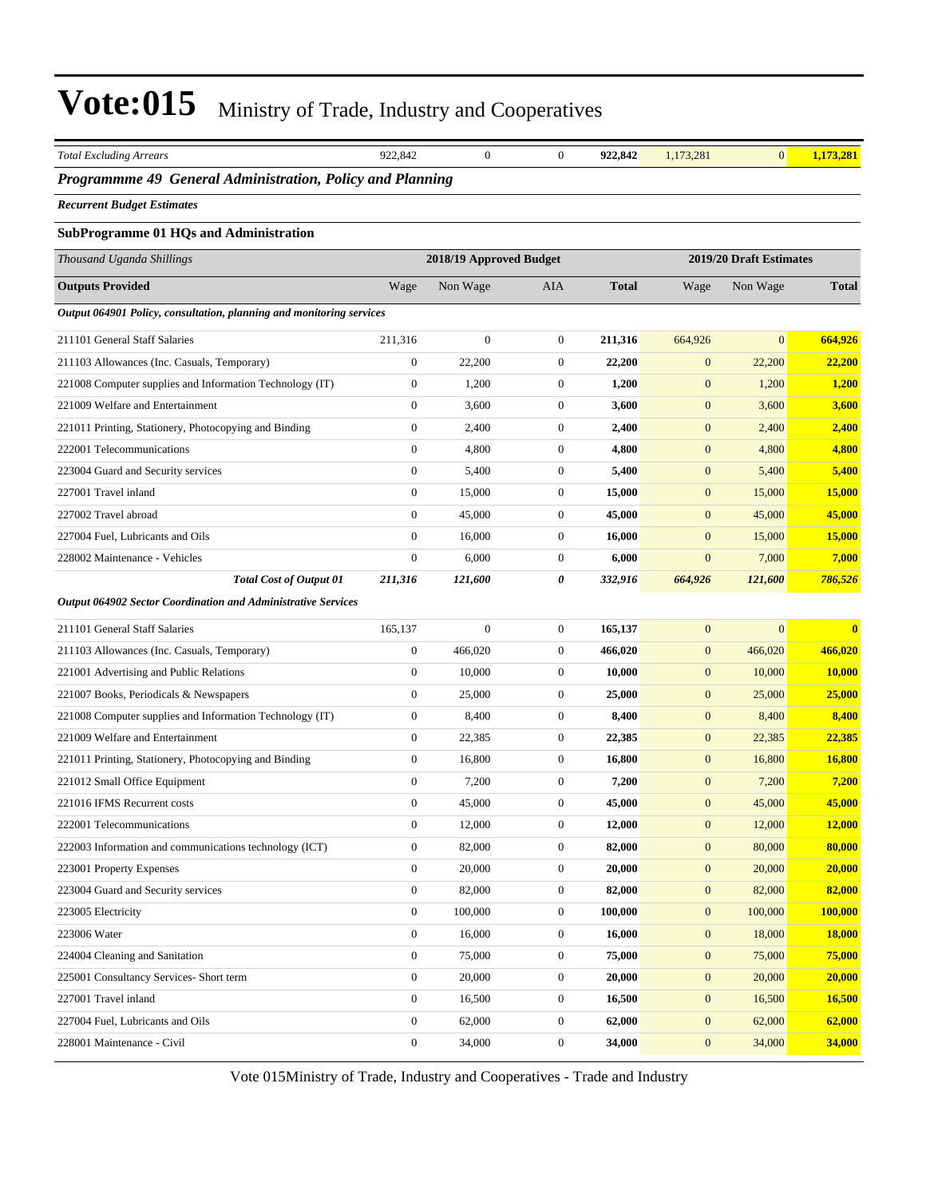# Vote:015 Ministry of Trade, Industry and Cooperatives

| *Total Excluding Arrears* | 922,842 | 0 | 0 | **922,842** | 1,173,281 | 0 | **1,173,281** |
|---|---|---|---|---|---|---|---|

***Programmme 49 General Administration, Policy and Planning***

***Recurrent Budget Estimates***

**SubProgramme 01 HQs and Administration**

| *Thousand Uganda Shillings* | 2018/19 Approved Budget | | | | 2019/20 Draft Estimates | | |
|---|---|---|---|---|---|---|---|
| **Outputs Provided** | Wage | Non Wage | AIA | **Total** | Wage | Non Wage | **Total** |
| ***Output 064901 Policy, consultation, planning and monitoring services*** | | | | | | | |
| 211101 General Staff Salaries | 211,316 | 0 | 0 | **211,316** | 664,926 | 0 | **664,926** |
| 211103 Allowances (Inc. Casuals, Temporary) | 0 | 22,200 | 0 | **22,200** | 0 | 22,200 | **22,200** |
| 221008 Computer supplies and Information Technology (IT) | 0 | 1,200 | 0 | **1,200** | 0 | 1,200 | **1,200** |
| 221009 Welfare and Entertainment | 0 | 3,600 | 0 | **3,600** | 0 | 3,600 | **3,600** |
| 221011 Printing, Stationery, Photocopying and Binding | 0 | 2,400 | 0 | **2,400** | 0 | 2,400 | **2,400** |
| 222001 Telecommunications | 0 | 4,800 | 0 | **4,800** | 0 | 4,800 | **4,800** |
| 223004 Guard and Security services | 0 | 5,400 | 0 | **5,400** | 0 | 5,400 | **5,400** |
| 227001 Travel inland | 0 | 15,000 | 0 | **15,000** | 0 | 15,000 | **15,000** |
| 227002 Travel abroad | 0 | 45,000 | 0 | **45,000** | 0 | 45,000 | **45,000** |
| 227004 Fuel, Lubricants and Oils | 0 | 16,000 | 0 | **16,000** | 0 | 15,000 | **15,000** |
| 228002 Maintenance - Vehicles | 0 | 6,000 | 0 | **6,000** | 0 | 7,000 | **7,000** |
| ***Total Cost of Output 01*** | ***211,316*** | ***121,600*** | ***0*** | ***332,916*** | ***664,926*** | ***121,600*** | ***786,526*** |
| ***Output 064902 Sector Coordination and Administrative Services*** | | | | | | | |
| 211101 General Staff Salaries | 165,137 | 0 | 0 | **165,137** | 0 | 0 | **0** |
| 211103 Allowances (Inc. Casuals, Temporary) | 0 | 466,020 | 0 | **466,020** | 0 | 466,020 | **466,020** |
| 221001 Advertising and Public Relations | 0 | 10,000 | 0 | **10,000** | 0 | 10,000 | **10,000** |
| 221007 Books, Periodicals & Newspapers | 0 | 25,000 | 0 | **25,000** | 0 | 25,000 | **25,000** |
| 221008 Computer supplies and Information Technology (IT) | 0 | 8,400 | 0 | **8,400** | 0 | 8,400 | **8,400** |
| 221009 Welfare and Entertainment | 0 | 22,385 | 0 | **22,385** | 0 | 22,385 | **22,385** |
| 221011 Printing, Stationery, Photocopying and Binding | 0 | 16,800 | 0 | **16,800** | 0 | 16,800 | **16,800** |
| 221012 Small Office Equipment | 0 | 7,200 | 0 | **7,200** | 0 | 7,200 | **7,200** |
| 221016 IFMS Recurrent costs | 0 | 45,000 | 0 | **45,000** | 0 | 45,000 | **45,000** |
| 222001 Telecommunications | 0 | 12,000 | 0 | **12,000** | 0 | 12,000 | **12,000** |
| 222003 Information and communications technology (ICT) | 0 | 82,000 | 0 | **82,000** | 0 | 80,000 | **80,000** |
| 223001 Property Expenses | 0 | 20,000 | 0 | **20,000** | 0 | 20,000 | **20,000** |
| 223004 Guard and Security services | 0 | 82,000 | 0 | **82,000** | 0 | 82,000 | **82,000** |
| 223005 Electricity | 0 | 100,000 | 0 | **100,000** | 0 | 100,000 | **100,000** |
| 223006 Water | 0 | 16,000 | 0 | **16,000** | 0 | 18,000 | **18,000** |
| 224004 Cleaning and Sanitation | 0 | 75,000 | 0 | **75,000** | 0 | 75,000 | **75,000** |
| 225001 Consultancy Services- Short term | 0 | 20,000 | 0 | **20,000** | 0 | 20,000 | **20,000** |
| 227001 Travel inland | 0 | 16,500 | 0 | **16,500** | 0 | 16,500 | **16,500** |
| 227004 Fuel, Lubricants and Oils | 0 | 62,000 | 0 | **62,000** | 0 | 62,000 | **62,000** |
| 228001 Maintenance - Civil | 0 | 34,000 | 0 | **34,000** | 0 | 34,000 | **34,000** |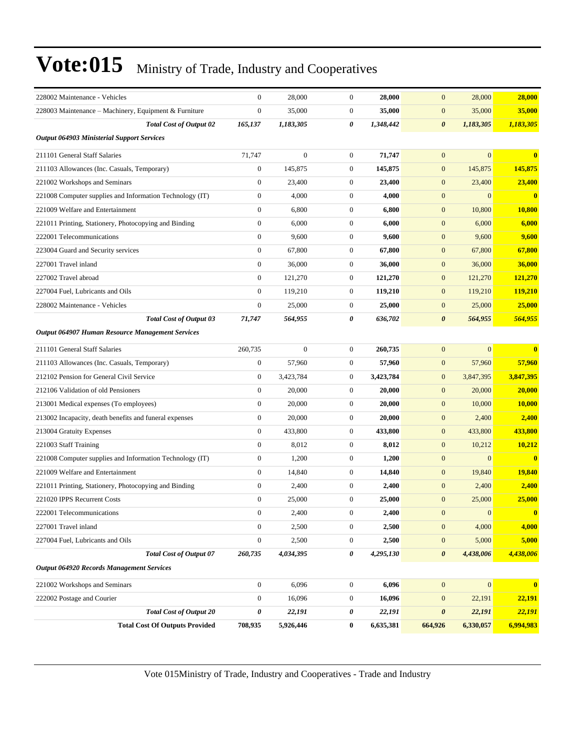# Vote:015 Ministry of Trade, Industry and Cooperatives

| | | | | | | | |
|---|---|---|---|---|---|---|---|
| 228002 Maintenance - Vehicles | 0 | 28,000 | 0 | **28,000** | 0 | 28,000 | **28,000** |
| 228003 Maintenance – Machinery, Equipment & Furniture | 0 | 35,000 | 0 | **35,000** | 0 | 35,000 | **35,000** |
| ***Total Cost of Output 02*** | ***165,137*** | ***1,183,305*** | ***0*** | ***1,348,442*** | ***0*** | ***1,183,305*** | ***1,183,305*** |
| ***Output 064903 Ministerial Support Services*** | | | | | | | |
| 211101 General Staff Salaries | 71,747 | 0 | 0 | **71,747** | 0 | 0 | **0** |
| 211103 Allowances (Inc. Casuals, Temporary) | 0 | 145,875 | 0 | **145,875** | 0 | 145,875 | **145,875** |
| 221002 Workshops and Seminars | 0 | 23,400 | 0 | **23,400** | 0 | 23,400 | **23,400** |
| 221008 Computer supplies and Information Technology (IT) | 0 | 4,000 | 0 | **4,000** | 0 | 0 | **0** |
| 221009 Welfare and Entertainment | 0 | 6,800 | 0 | **6,800** | 0 | 10,800 | **10,800** |
| 221011 Printing, Stationery, Photocopying and Binding | 0 | 6,000 | 0 | **6,000** | 0 | 6,000 | **6,000** |
| 222001 Telecommunications | 0 | 9,600 | 0 | **9,600** | 0 | 9,600 | **9,600** |
| 223004 Guard and Security services | 0 | 67,800 | 0 | **67,800** | 0 | 67,800 | **67,800** |
| 227001 Travel inland | 0 | 36,000 | 0 | **36,000** | 0 | 36,000 | **36,000** |
| 227002 Travel abroad | 0 | 121,270 | 0 | **121,270** | 0 | 121,270 | **121,270** |
| 227004 Fuel, Lubricants and Oils | 0 | 119,210 | 0 | **119,210** | 0 | 119,210 | **119,210** |
| 228002 Maintenance - Vehicles | 0 | 25,000 | 0 | **25,000** | 0 | 25,000 | **25,000** |
| ***Total Cost of Output 03*** | ***71,747*** | ***564,955*** | ***0*** | ***636,702*** | ***0*** | ***564,955*** | ***564,955*** |
| ***Output 064907 Human Resource Management Services*** | | | | | | | |
| 211101 General Staff Salaries | 260,735 | 0 | 0 | **260,735** | 0 | 0 | **0** |
| 211103 Allowances (Inc. Casuals, Temporary) | 0 | 57,960 | 0 | **57,960** | 0 | 57,960 | **57,960** |
| 212102 Pension for General Civil Service | 0 | 3,423,784 | 0 | **3,423,784** | 0 | 3,847,395 | **3,847,395** |
| 212106 Validation of old Pensioners | 0 | 20,000 | 0 | **20,000** | 0 | 20,000 | **20,000** |
| 213001 Medical expenses (To employees) | 0 | 20,000 | 0 | **20,000** | 0 | 10,000 | **10,000** |
| 213002 Incapacity, death benefits and funeral expenses | 0 | 20,000 | 0 | **20,000** | 0 | 2,400 | **2,400** |
| 213004 Gratuity Expenses | 0 | 433,800 | 0 | **433,800** | 0 | 433,800 | **433,800** |
| 221003 Staff Training | 0 | 8,012 | 0 | **8,012** | 0 | 10,212 | **10,212** |
| 221008 Computer supplies and Information Technology (IT) | 0 | 1,200 | 0 | **1,200** | 0 | 0 | **0** |
| 221009 Welfare and Entertainment | 0 | 14,840 | 0 | **14,840** | 0 | 19,840 | **19,840** |
| 221011 Printing, Stationery, Photocopying and Binding | 0 | 2,400 | 0 | **2,400** | 0 | 2,400 | **2,400** |
| 221020 IPPS Recurrent Costs | 0 | 25,000 | 0 | **25,000** | 0 | 25,000 | **25,000** |
| 222001 Telecommunications | 0 | 2,400 | 0 | **2,400** | 0 | 0 | **0** |
| 227001 Travel inland | 0 | 2,500 | 0 | **2,500** | 0 | 4,000 | **4,000** |
| 227004 Fuel, Lubricants and Oils | 0 | 2,500 | 0 | **2,500** | 0 | 5,000 | **5,000** |
| ***Total Cost of Output 07*** | ***260,735*** | ***4,034,395*** | ***0*** | ***4,295,130*** | ***0*** | ***4,438,006*** | ***4,438,006*** |
| ***Output 064920 Records Management Services*** | | | | | | | |
| 221002 Workshops and Seminars | 0 | 6,096 | 0 | **6,096** | 0 | 0 | **0** |
| 222002 Postage and Courier | 0 | 16,096 | 0 | **16,096** | 0 | 22,191 | **22,191** |
| ***Total Cost of Output 20*** | ***0*** | ***22,191*** | ***0*** | ***22,191*** | ***0*** | ***22,191*** | ***22,191*** |
| **Total Cost Of Outputs Provided** | **708,935** | **5,926,446** | **0** | **6,635,381** | **664,926** | **6,330,057** | **6,994,983** |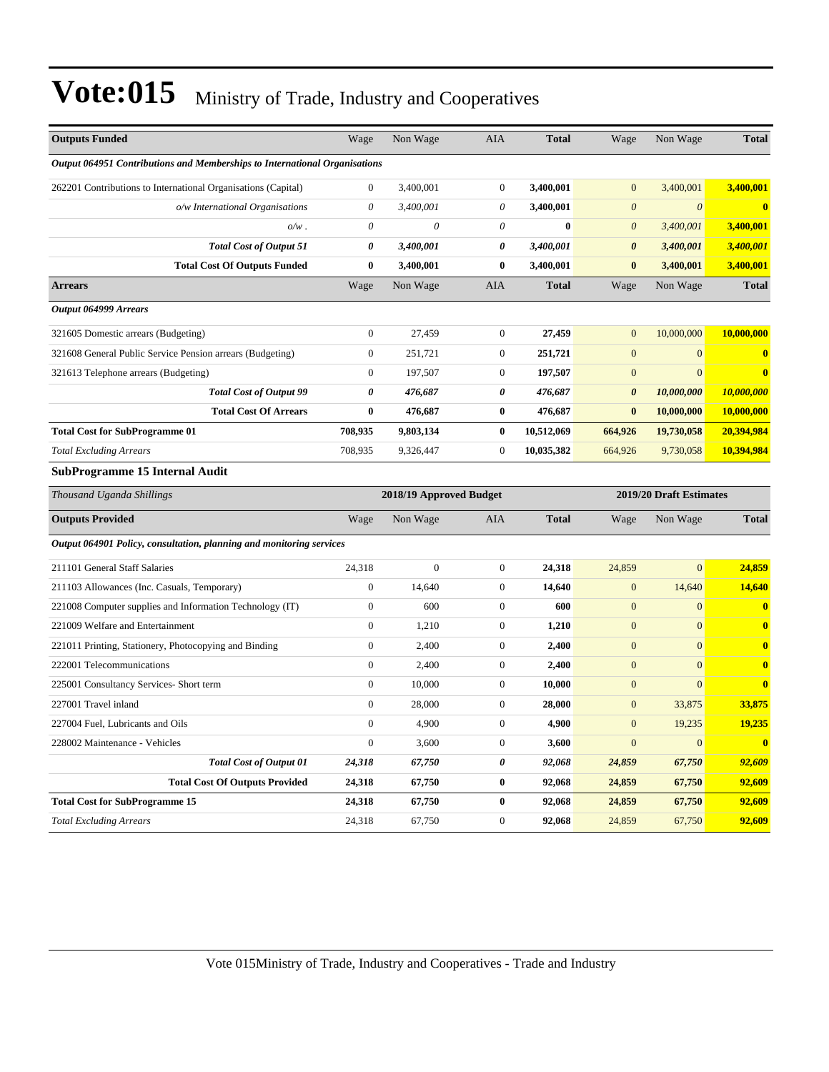# Vote:015 Ministry of Trade, Industry and Cooperatives

| Outputs Funded | Wage | Non Wage | AIA | Total | Wage | Non Wage | Total |
|---|---|---|---|---|---|---|---|
| *Output 064951 Contributions and Memberships to International Organisations* | | | | | | | |
| 262201 Contributions to International Organisations (Capital) | 0 | 3,400,001 | 0 | **3,400,001** | 0 | 3,400,001 | **3,400,001** |
| *o/w International Organisations* | *0* | *3,400,001* | *0* | **3,400,001** | *0* | *0* | **0** |
| *o/w .* | *0* | *0* | *0* | **0** | *0* | *3,400,001* | **3,400,001** |
| ***Total Cost of Output 51*** | ***0*** | ***3,400,001*** | ***0*** | ***3,400,001*** | ***0*** | ***3,400,001*** | ***3,400,001*** |
| **Total Cost Of Outputs Funded** | **0** | **3,400,001** | **0** | **3,400,001** | **0** | **3,400,001** | **3,400,001** |
| **Arrears** | Wage | Non Wage | AIA | **Total** | Wage | Non Wage | **Total** |
| ***Output 064999 Arrears*** | | | | | | | |
| 321605 Domestic arrears (Budgeting) | 0 | 27,459 | 0 | **27,459** | 0 | 10,000,000 | **10,000,000** |
| 321608 General Public Service Pension arrears (Budgeting) | 0 | 251,721 | 0 | **251,721** | 0 | 0 | **0** |
| 321613 Telephone arrears (Budgeting) | 0 | 197,507 | 0 | **197,507** | 0 | 0 | **0** |
| ***Total Cost of Output 99*** | ***0*** | ***476,687*** | ***0*** | ***476,687*** | ***0*** | ***10,000,000*** | ***10,000,000*** |
| **Total Cost Of Arrears** | **0** | **476,687** | **0** | **476,687** | **0** | **10,000,000** | **10,000,000** |
| **Total Cost for SubProgramme 01** | **708,935** | **9,803,134** | **0** | **10,512,069** | **664,926** | **19,730,058** | **20,394,984** |
| *Total Excluding Arrears* | 708,935 | 9,326,447 | 0 | **10,035,382** | 664,926 | 9,730,058 | **10,394,984** |

**SubProgramme 15 Internal Audit**

| *Thousand Uganda Shillings* | 2018/19 Approved Budget | | | | 2019/20 Draft Estimates | | |
|---|---|---|---|---|---|---|---|
| **Outputs Provided** | Wage | Non Wage | AIA | **Total** | Wage | Non Wage | **Total** |
| ***Output 064901 Policy, consultation, planning and monitoring services*** | | | | | | | |
| 211101 General Staff Salaries | 24,318 | 0 | 0 | **24,318** | 24,859 | 0 | **24,859** |
| 211103 Allowances (Inc. Casuals, Temporary) | 0 | 14,640 | 0 | **14,640** | 0 | 14,640 | **14,640** |
| 221008 Computer supplies and Information Technology (IT) | 0 | 600 | 0 | **600** | 0 | 0 | **0** |
| 221009 Welfare and Entertainment | 0 | 1,210 | 0 | **1,210** | 0 | 0 | **0** |
| 221011 Printing, Stationery, Photocopying and Binding | 0 | 2,400 | 0 | **2,400** | 0 | 0 | **0** |
| 222001 Telecommunications | 0 | 2,400 | 0 | **2,400** | 0 | 0 | **0** |
| 225001 Consultancy Services- Short term | 0 | 10,000 | 0 | **10,000** | 0 | 0 | **0** |
| 227001 Travel inland | 0 | 28,000 | 0 | **28,000** | 0 | 33,875 | **33,875** |
| 227004 Fuel, Lubricants and Oils | 0 | 4,900 | 0 | **4,900** | 0 | 19,235 | **19,235** |
| 228002 Maintenance - Vehicles | 0 | 3,600 | 0 | **3,600** | 0 | 0 | **0** |
| ***Total Cost of Output 01*** | ***24,318*** | ***67,750*** | ***0*** | ***92,068*** | ***24,859*** | ***67,750*** | ***92,609*** |
| **Total Cost Of Outputs Provided** | **24,318** | **67,750** | **0** | **92,068** | **24,859** | **67,750** | **92,609** |
| **Total Cost for SubProgramme 15** | **24,318** | **67,750** | **0** | **92,068** | **24,859** | **67,750** | **92,609** |
| *Total Excluding Arrears* | 24,318 | 67,750 | 0 | **92,068** | 24,859 | 67,750 | **92,609** |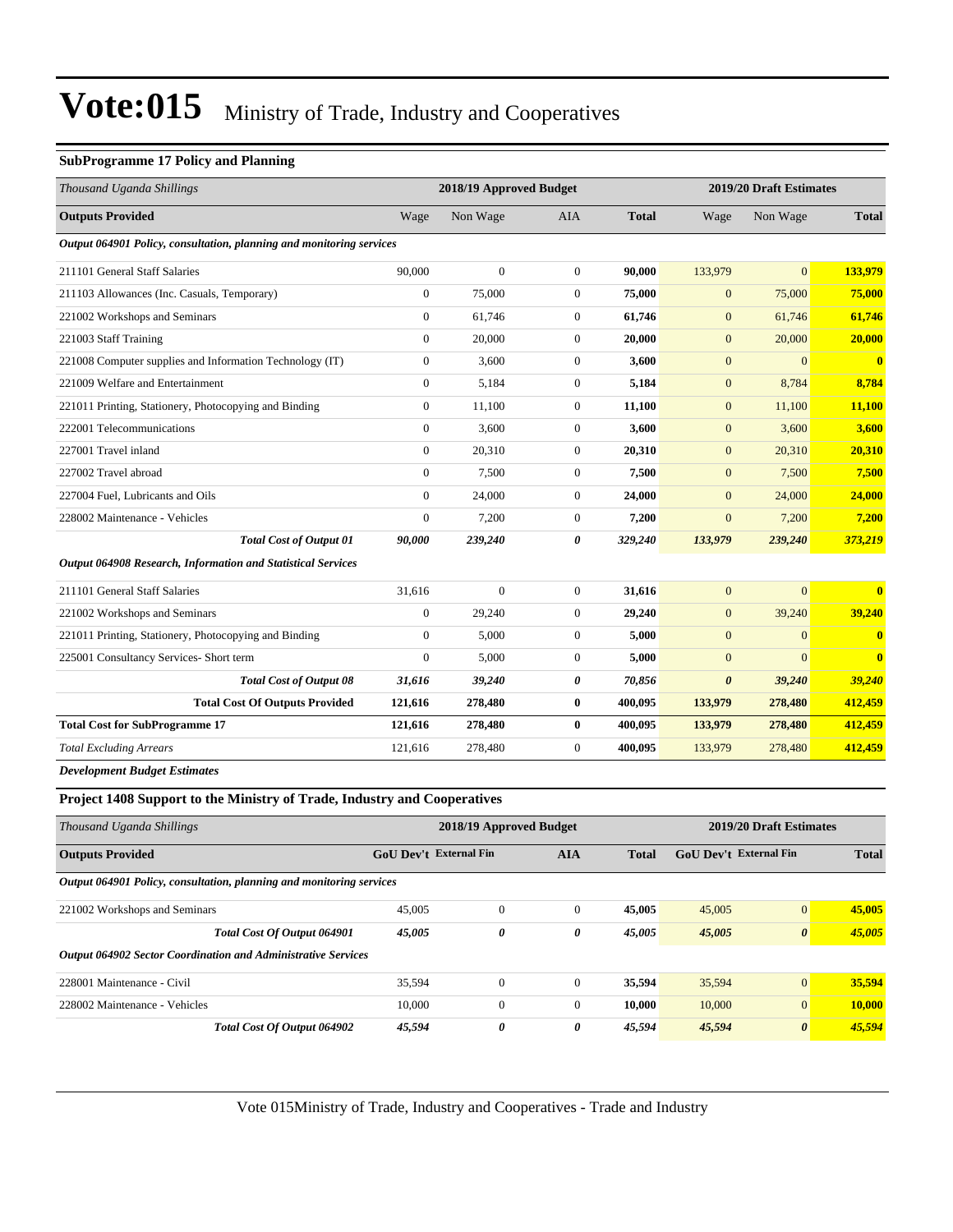# Vote:015 Ministry of Trade, Industry and Cooperatives

### SubProgramme 17 Policy and Planning

| *Thousand Uganda Shillings* | 2018/19 Approved Budget | | | | 2019/20 Draft Estimates | | |
|---|---|---|---|---|---|---|---|
| **Outputs Provided** | Wage | Non Wage | AIA | **Total** | Wage | Non Wage | **Total** |
| ***Output 064901 Policy, consultation, planning and monitoring services*** | | | | | | | |
| 211101 General Staff Salaries | 90,000 | 0 | 0 | **90,000** | 133,979 | 0 | **133,979** |
| 211103 Allowances (Inc. Casuals, Temporary) | 0 | 75,000 | 0 | **75,000** | 0 | 75,000 | **75,000** |
| 221002 Workshops and Seminars | 0 | 61,746 | 0 | **61,746** | 0 | 61,746 | **61,746** |
| 221003 Staff Training | 0 | 20,000 | 0 | **20,000** | 0 | 20,000 | **20,000** |
| 221008 Computer supplies and Information Technology (IT) | 0 | 3,600 | 0 | **3,600** | 0 | 0 | **0** |
| 221009 Welfare and Entertainment | 0 | 5,184 | 0 | **5,184** | 0 | 8,784 | **8,784** |
| 221011 Printing, Stationery, Photocopying and Binding | 0 | 11,100 | 0 | **11,100** | 0 | 11,100 | **11,100** |
| 222001 Telecommunications | 0 | 3,600 | 0 | **3,600** | 0 | 3,600 | **3,600** |
| 227001 Travel inland | 0 | 20,310 | 0 | **20,310** | 0 | 20,310 | **20,310** |
| 227002 Travel abroad | 0 | 7,500 | 0 | **7,500** | 0 | 7,500 | **7,500** |
| 227004 Fuel, Lubricants and Oils | 0 | 24,000 | 0 | **24,000** | 0 | 24,000 | **24,000** |
| 228002 Maintenance - Vehicles | 0 | 7,200 | 0 | **7,200** | 0 | 7,200 | **7,200** |
| ***Total Cost of Output 01*** | ***90,000*** | ***239,240*** | ***0*** | ***329,240*** | ***133,979*** | ***239,240*** | ***373,219*** |
| ***Output 064908 Research, Information and Statistical Services*** | | | | | | | |
| 211101 General Staff Salaries | 31,616 | 0 | 0 | **31,616** | 0 | 0 | **0** |
| 221002 Workshops and Seminars | 0 | 29,240 | 0 | **29,240** | 0 | 39,240 | **39,240** |
| 221011 Printing, Stationery, Photocopying and Binding | 0 | 5,000 | 0 | **5,000** | 0 | 0 | **0** |
| 225001 Consultancy Services- Short term | 0 | 5,000 | 0 | **5,000** | 0 | 0 | **0** |
| ***Total Cost of Output 08*** | ***31,616*** | ***39,240*** | ***0*** | ***70,856*** | ***0*** | ***39,240*** | ***39,240*** |
| **Total Cost Of Outputs Provided** | **121,616** | **278,480** | **0** | **400,095** | **133,979** | **278,480** | **412,459** |
| **Total Cost for SubProgramme 17** | **121,616** | **278,480** | **0** | **400,095** | **133,979** | **278,480** | **412,459** |
| *Total Excluding Arrears* | 121,616 | 278,480 | 0 | **400,095** | 133,979 | 278,480 | **412,459** |

***Development Budget Estimates***

### Project 1408 Support to the Ministry of Trade, Industry and Cooperatives

| *Thousand Uganda Shillings* | 2018/19 Approved Budget | | | | 2019/20 Draft Estimates | | |
|---|---|---|---|---|---|---|---|
| **Outputs Provided** | **GoU Dev't** | **External Fin** | **AIA** | **Total** | **GoU Dev't** | **External Fin** | **Total** |
| ***Output 064901 Policy, consultation, planning and monitoring services*** | | | | | | | |
| 221002 Workshops and Seminars | 45,005 | 0 | 0 | **45,005** | 45,005 | 0 | **45,005** |
| ***Total Cost Of Output 064901*** | ***45,005*** | ***0*** | ***0*** | ***45,005*** | ***45,005*** | ***0*** | ***45,005*** |
| ***Output 064902 Sector Coordination and Administrative Services*** | | | | | | | |
| 228001 Maintenance - Civil | 35,594 | 0 | 0 | **35,594** | 35,594 | 0 | **35,594** |
| 228002 Maintenance - Vehicles | 10,000 | 0 | 0 | **10,000** | 10,000 | 0 | **10,000** |
| ***Total Cost Of Output 064902*** | ***45,594*** | ***0*** | ***0*** | ***45,594*** | ***45,594*** | ***0*** | ***45,594*** |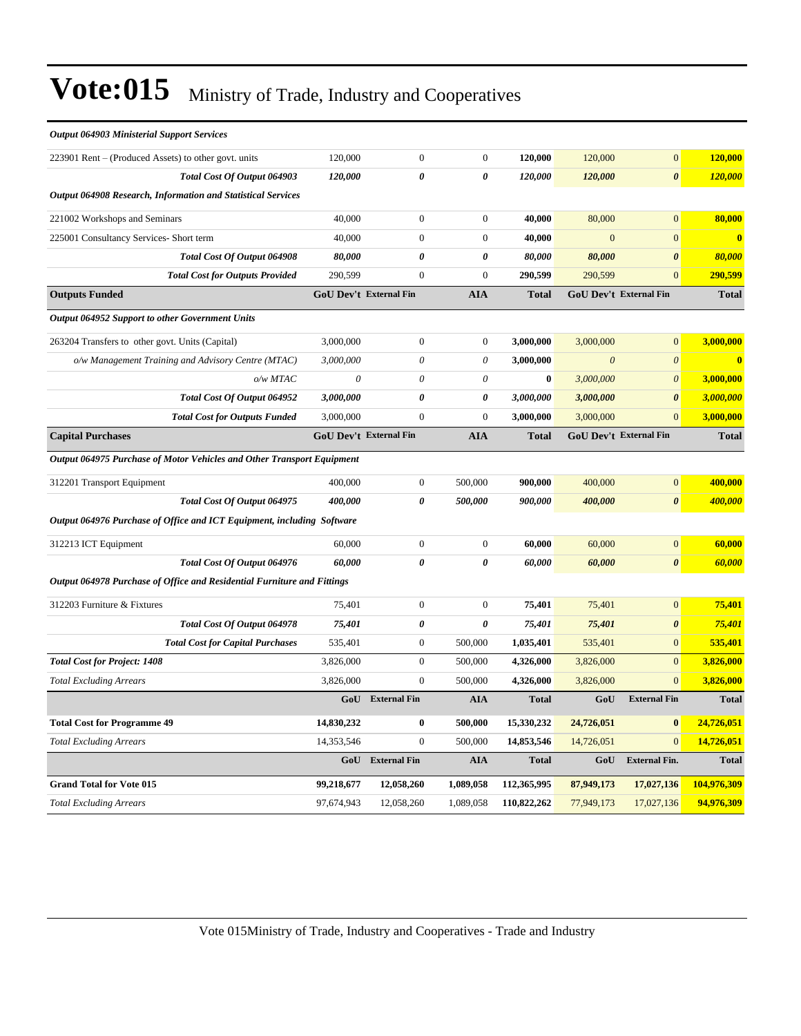# Vote:015 Ministry of Trade, Industry and Cooperatives

| | | | | | | | |
|---|---|---|---|---|---|---|---|
| ***Output 064903 Ministerial Support Services*** | | | | | | | |
| 223901 Rent – (Produced Assets) to other govt. units | 120,000 | 0 | 0 | **120,000** | 120,000 | 0 | **120,000** |
| ***Total Cost Of Output 064903*** | ***120,000*** | ***0*** | ***0*** | ***120,000*** | ***120,000*** | ***0*** | ***120,000*** |
| ***Output 064908 Research, Information and Statistical Services*** | | | | | | | |
| 221002 Workshops and Seminars | 40,000 | 0 | 0 | **40,000** | 80,000 | 0 | **80,000** |
| 225001 Consultancy Services- Short term | 40,000 | 0 | 0 | **40,000** | 0 | 0 | **0** |
| ***Total Cost Of Output 064908*** | ***80,000*** | ***0*** | ***0*** | ***80,000*** | ***80,000*** | ***0*** | ***80,000*** |
| ***Total Cost for Outputs Provided*** | 290,599 | 0 | 0 | **290,599** | 290,599 | 0 | **290,599** |
| **Outputs Funded** | **GoU Dev't** | **External Fin** | **AIA** | **Total** | **GoU Dev't** | **External Fin** | **Total** |
| ***Output 064952 Support to other Government Units*** | | | | | | | |
| 263204 Transfers to other govt. Units (Capital) | 3,000,000 | 0 | 0 | **3,000,000** | 3,000,000 | 0 | **3,000,000** |
| *o/w Management Training and Advisory Centre (MTAC)* | *3,000,000* | *0* | *0* | **3,000,000** | *0* | *0* | **0** |
| *o/w MTAC* | *0* | *0* | *0* | **0** | *3,000,000* | *0* | **3,000,000** |
| ***Total Cost Of Output 064952*** | ***3,000,000*** | ***0*** | ***0*** | ***3,000,000*** | ***3,000,000*** | ***0*** | ***3,000,000*** |
| ***Total Cost for Outputs Funded*** | 3,000,000 | 0 | 0 | **3,000,000** | 3,000,000 | 0 | **3,000,000** |
| **Capital Purchases** | **GoU Dev't** | **External Fin** | **AIA** | **Total** | **GoU Dev't** | **External Fin** | **Total** |
| ***Output 064975 Purchase of Motor Vehicles and Other Transport Equipment*** | | | | | | | |
| 312201 Transport Equipment | 400,000 | 0 | 500,000 | **900,000** | 400,000 | 0 | **400,000** |
| ***Total Cost Of Output 064975*** | ***400,000*** | ***0*** | ***500,000*** | ***900,000*** | ***400,000*** | ***0*** | ***400,000*** |
| ***Output 064976 Purchase of Office and ICT Equipment, including Software*** | | | | | | | |
| 312213 ICT Equipment | 60,000 | 0 | 0 | **60,000** | 60,000 | 0 | **60,000** |
| ***Total Cost Of Output 064976*** | ***60,000*** | ***0*** | ***0*** | ***60,000*** | ***60,000*** | ***0*** | ***60,000*** |
| ***Output 064978 Purchase of Office and Residential Furniture and Fittings*** | | | | | | | |
| 312203 Furniture & Fixtures | 75,401 | 0 | 0 | **75,401** | 75,401 | 0 | **75,401** |
| ***Total Cost Of Output 064978*** | ***75,401*** | ***0*** | ***0*** | ***75,401*** | ***75,401*** | ***0*** | ***75,401*** |
| ***Total Cost for Capital Purchases*** | 535,401 | 0 | 500,000 | **1,035,401** | 535,401 | 0 | **535,401** |
| ***Total Cost for Project: 1408*** | 3,826,000 | 0 | 500,000 | **4,326,000** | 3,826,000 | 0 | **3,826,000** |
| *Total Excluding Arrears* | 3,826,000 | 0 | 500,000 | **4,326,000** | 3,826,000 | 0 | **3,826,000** |
| | **GoU** | **External Fin** | **AIA** | **Total** | **GoU** | **External Fin** | **Total** |
| **Total Cost for Programme 49** | **14,830,232** | **0** | **500,000** | **15,330,232** | **24,726,051** | **0** | **24,726,051** |
| *Total Excluding Arrears* | 14,353,546 | 0 | 500,000 | **14,853,546** | 14,726,051 | 0 | **14,726,051** |
| | **GoU** | **External Fin** | **AIA** | **Total** | **GoU** | **External Fin.** | **Total** |
| **Grand Total for Vote 015** | **99,218,677** | **12,058,260** | **1,089,058** | **112,365,995** | **87,949,173** | **17,027,136** | **104,976,309** |
| *Total Excluding Arrears* | 97,674,943 | 12,058,260 | 1,089,058 | **110,822,262** | 77,949,173 | 17,027,136 | **94,976,309** |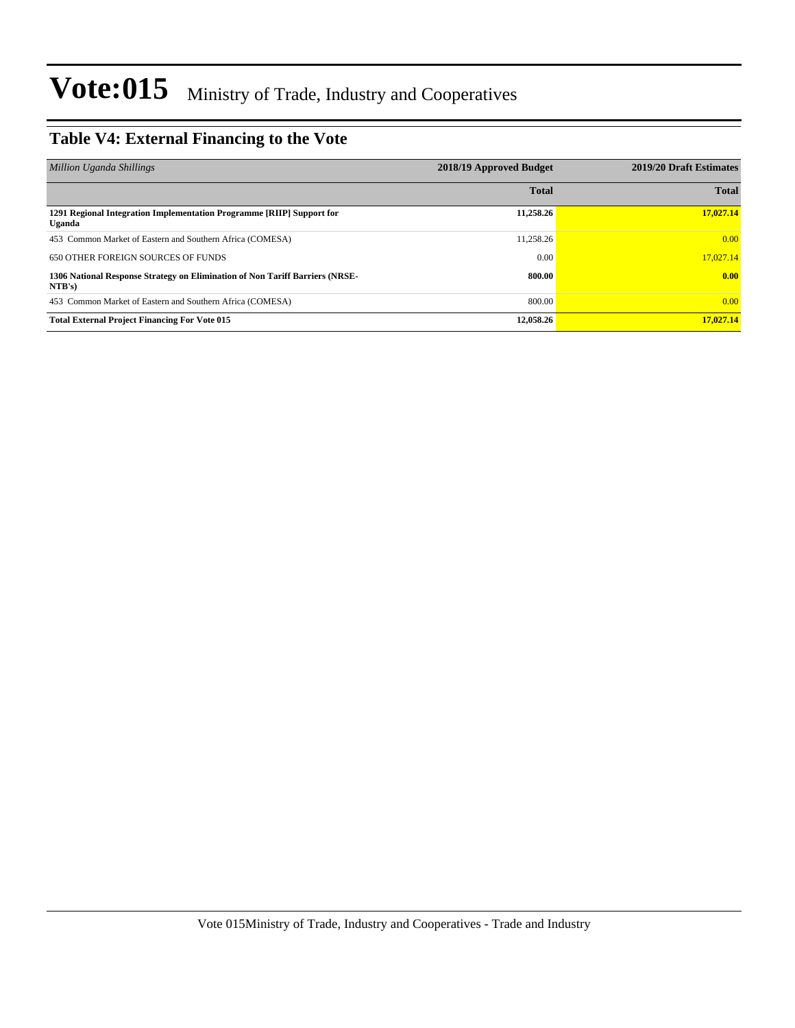# Vote:015 Ministry of Trade, Industry and Cooperatives

## Table V4: External Financing to the Vote

| *Million Uganda Shillings* | 2018/19 Approved Budget | 2019/20 Draft Estimates |
|---|---|---|
| | **Total** | **Total** |
| **1291 Regional Integration Implementation Programme [RIIP] Support for Uganda** | **11,258.26** | **17,027.14** |
| 453 Common Market of Eastern and Southern Africa (COMESA) | 11,258.26 | 0.00 |
| 650 OTHER FOREIGN SOURCES OF FUNDS | 0.00 | 17,027.14 |
| **1306 National Response Strategy on Elimination of Non Tariff Barriers (NRSE-NTB's)** | **800.00** | **0.00** |
| 453 Common Market of Eastern and Southern Africa (COMESA) | 800.00 | 0.00 |
| **Total External Project Financing For Vote 015** | **12,058.26** | **17,027.14** |